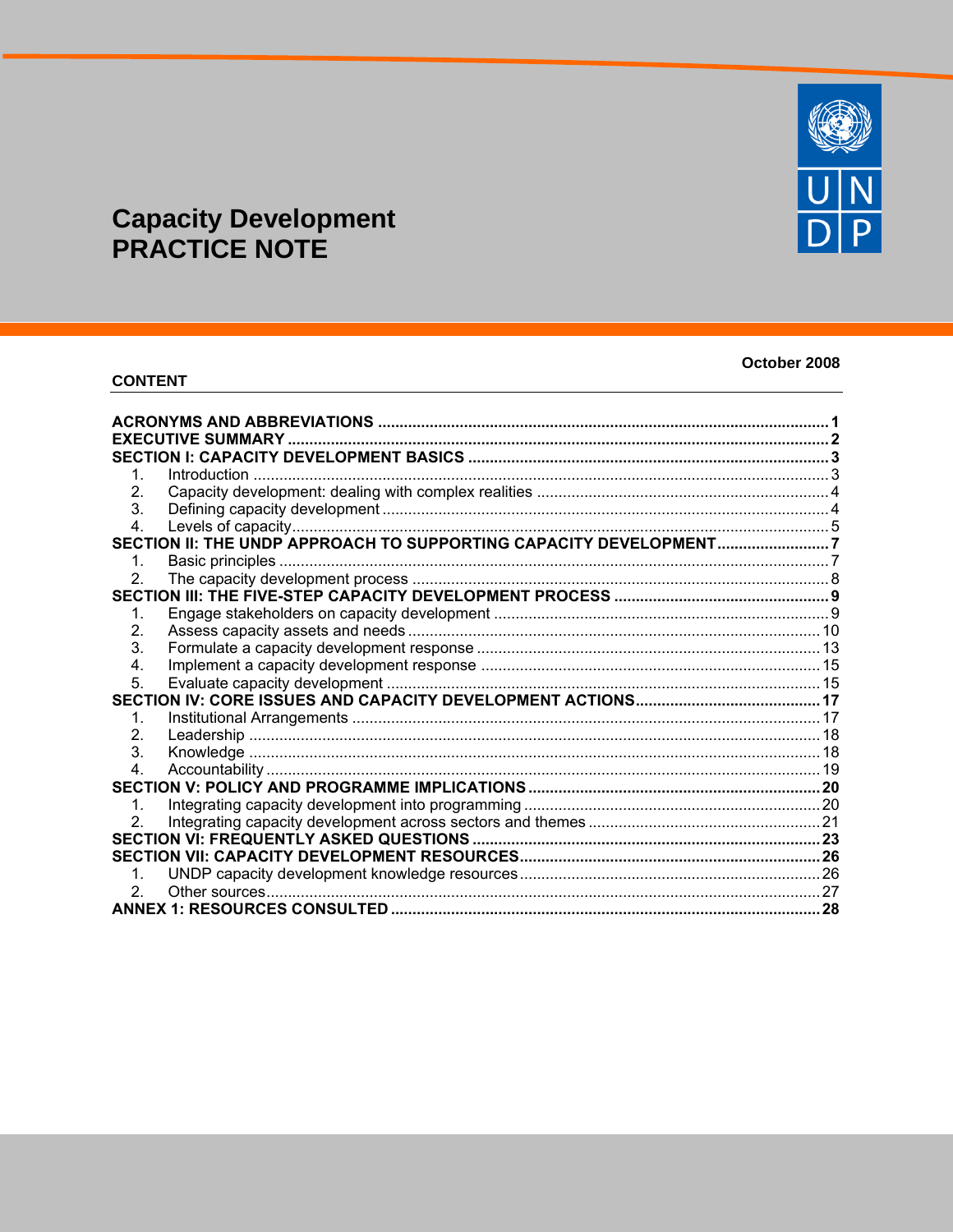# Capacity Development
# PRACTICE NOTE

October 2008

**CONTENT**

**ACRONYMS AND ABBREVIATIONS** .......... 1
**EXECUTIVE SUMMARY** .......... 2
**SECTION I: CAPACITY DEVELOPMENT BASICS** .......... 3
1. Introduction .......... 3
2. Capacity development: dealing with complex realities .......... 4
3. Defining capacity development .......... 4
4. Levels of capacity .......... 5

**SECTION II: THE UNDP APPROACH TO SUPPORTING CAPACITY DEVELOPMENT** .......... 7
1. Basic principles .......... 7
2. The capacity development process .......... 8

**SECTION III: THE FIVE-STEP CAPACITY DEVELOPMENT PROCESS** .......... 9
1. Engage stakeholders on capacity development .......... 9
2. Assess capacity assets and needs .......... 10
3. Formulate a capacity development response .......... 13
4. Implement a capacity development response .......... 15
5. Evaluate capacity development .......... 15

**SECTION IV: CORE ISSUES AND CAPACITY DEVELOPMENT ACTIONS** .......... 17
1. Institutional Arrangements .......... 17
2. Leadership .......... 18
3. Knowledge .......... 18
4. Accountability .......... 19

**SECTION V: POLICY AND PROGRAMME IMPLICATIONS** .......... 20
1. Integrating capacity development into programming .......... 20
2. Integrating capacity development across sectors and themes .......... 21

**SECTION VI: FREQUENTLY ASKED QUESTIONS** .......... 23
**SECTION VII: CAPACITY DEVELOPMENT RESOURCES** .......... 26
1. UNDP capacity development knowledge resources .......... 26
2. Other sources .......... 27

**ANNEX 1: RESOURCES CONSULTED** .......... 28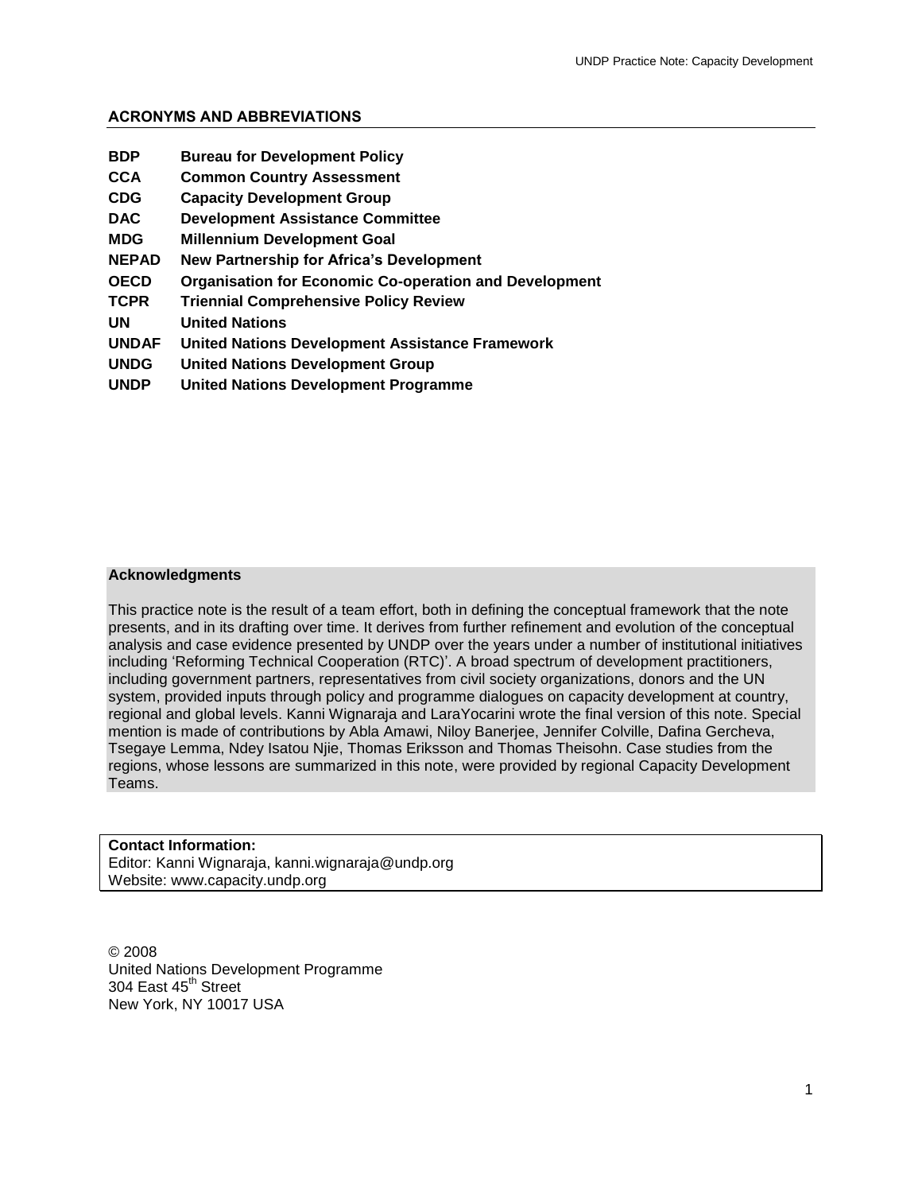## ACRONYMS AND ABBREVIATIONS

| | |
|---|---|
| **BDP** | **Bureau for Development Policy** |
| **CCA** | **Common Country Assessment** |
| **CDG** | **Capacity Development Group** |
| **DAC** | **Development Assistance Committee** |
| **MDG** | **Millennium Development Goal** |
| **NEPAD** | **New Partnership for Africa's Development** |
| **OECD** | **Organisation for Economic Co-operation and Development** |
| **TCPR** | **Triennial Comprehensive Policy Review** |
| **UN** | **United Nations** |
| **UNDAF** | **United Nations Development Assistance Framework** |
| **UNDG** | **United Nations Development Group** |
| **UNDP** | **United Nations Development Programme** |

**Acknowledgments**

This practice note is the result of a team effort, both in defining the conceptual framework that the note presents, and in its drafting over time. It derives from further refinement and evolution of the conceptual analysis and case evidence presented by UNDP over the years under a number of institutional initiatives including 'Reforming Technical Cooperation (RTC)'. A broad spectrum of development practitioners, including government partners, representatives from civil society organizations, donors and the UN system, provided inputs through policy and programme dialogues on capacity development at country, regional and global levels. Kanni Wignaraja and LaraYocarini wrote the final version of this note. Special mention is made of contributions by Abla Amawi, Niloy Banerjee, Jennifer Colville, Dafina Gercheva, Tsegaye Lemma, Ndey Isatou Njie, Thomas Eriksson and Thomas Theisohn. Case studies from the regions, whose lessons are summarized in this note, were provided by regional Capacity Development Teams.

**Contact Information:**
Editor: Kanni Wignaraja, kanni.wignaraja@undp.org
Website: www.capacity.undp.org

© 2008
United Nations Development Programme
304 East 45th Street
New York, NY 10017 USA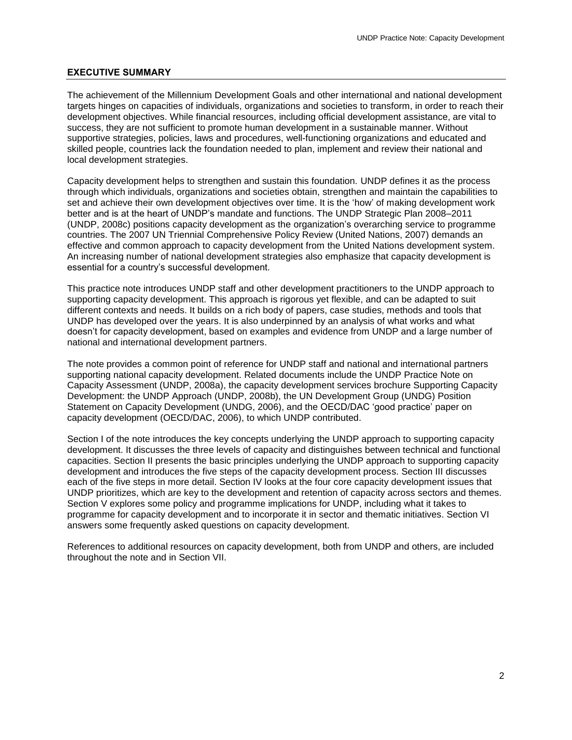## EXECUTIVE SUMMARY

The achievement of the Millennium Development Goals and other international and national development targets hinges on capacities of individuals, organizations and societies to transform, in order to reach their development objectives. While financial resources, including official development assistance, are vital to success, they are not sufficient to promote human development in a sustainable manner. Without supportive strategies, policies, laws and procedures, well-functioning organizations and educated and skilled people, countries lack the foundation needed to plan, implement and review their national and local development strategies.

Capacity development helps to strengthen and sustain this foundation. UNDP defines it as the process through which individuals, organizations and societies obtain, strengthen and maintain the capabilities to set and achieve their own development objectives over time. It is the 'how' of making development work better and is at the heart of UNDP's mandate and functions. The UNDP Strategic Plan 2008–2011 (UNDP, 2008c) positions capacity development as the organization's overarching service to programme countries. The 2007 UN Triennial Comprehensive Policy Review (United Nations, 2007) demands an effective and common approach to capacity development from the United Nations development system. An increasing number of national development strategies also emphasize that capacity development is essential for a country's successful development.

This practice note introduces UNDP staff and other development practitioners to the UNDP approach to supporting capacity development. This approach is rigorous yet flexible, and can be adapted to suit different contexts and needs. It builds on a rich body of papers, case studies, methods and tools that UNDP has developed over the years. It is also underpinned by an analysis of what works and what doesn't for capacity development, based on examples and evidence from UNDP and a large number of national and international development partners.

The note provides a common point of reference for UNDP staff and national and international partners supporting national capacity development. Related documents include the UNDP Practice Note on Capacity Assessment (UNDP, 2008a), the capacity development services brochure Supporting Capacity Development: the UNDP Approach (UNDP, 2008b), the UN Development Group (UNDG) Position Statement on Capacity Development (UNDG, 2006), and the OECD/DAC 'good practice' paper on capacity development (OECD/DAC, 2006), to which UNDP contributed.

Section I of the note introduces the key concepts underlying the UNDP approach to supporting capacity development. It discusses the three levels of capacity and distinguishes between technical and functional capacities. Section II presents the basic principles underlying the UNDP approach to supporting capacity development and introduces the five steps of the capacity development process. Section III discusses each of the five steps in more detail. Section IV looks at the four core capacity development issues that UNDP prioritizes, which are key to the development and retention of capacity across sectors and themes. Section V explores some policy and programme implications for UNDP, including what it takes to programme for capacity development and to incorporate it in sector and thematic initiatives. Section VI answers some frequently asked questions on capacity development.

References to additional resources on capacity development, both from UNDP and others, are included throughout the note and in Section VII.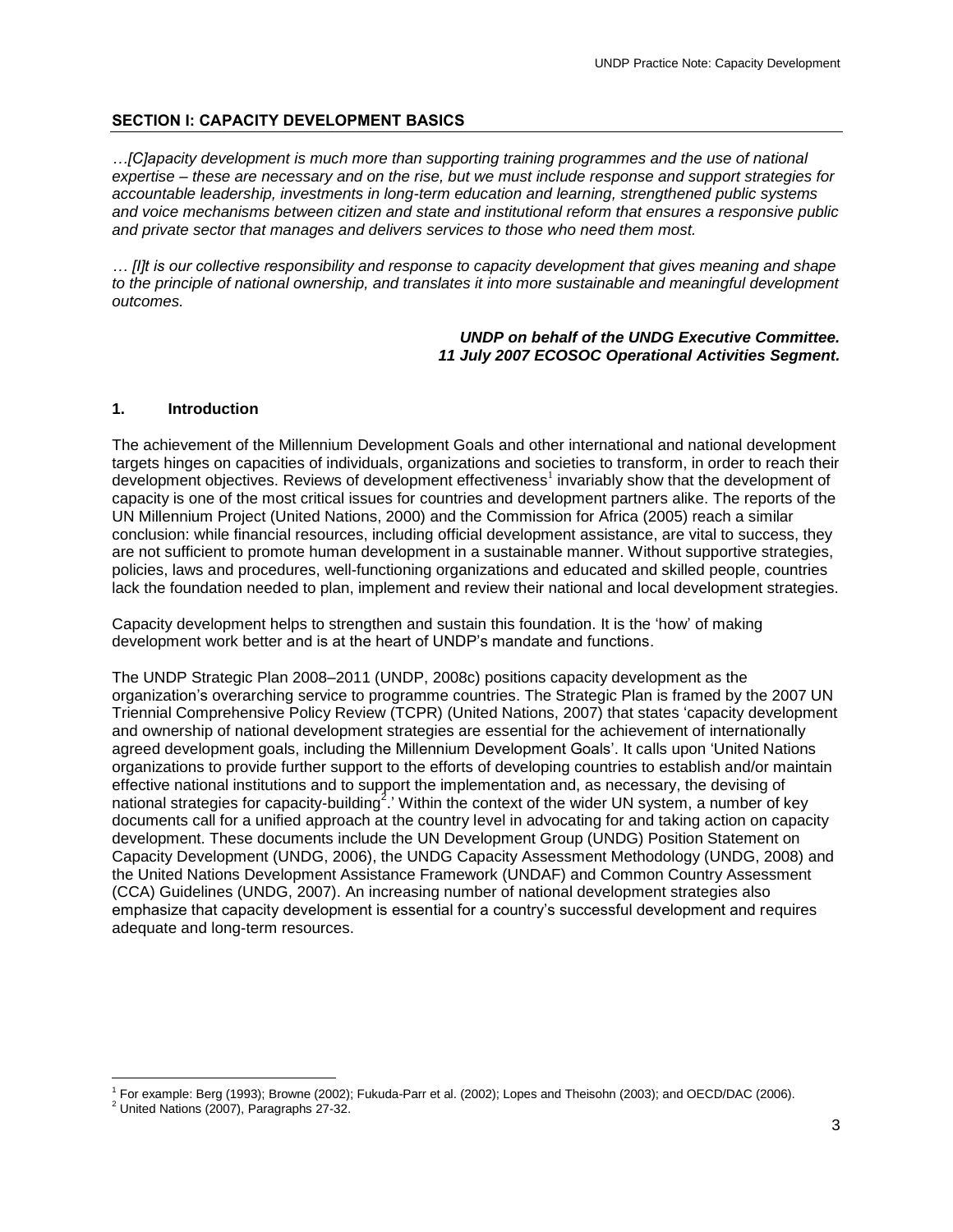## SECTION I: CAPACITY DEVELOPMENT BASICS

*…[C]apacity development is much more than supporting training programmes and the use of national expertise – these are necessary and on the rise, but we must include response and support strategies for accountable leadership, investments in long-term education and learning, strengthened public systems and voice mechanisms between citizen and state and institutional reform that ensures a responsive public and private sector that manages and delivers services to those who need them most.*

*… [I]t is our collective responsibility and response to capacity development that gives meaning and shape to the principle of national ownership, and translates it into more sustainable and meaningful development outcomes.*

***UNDP on behalf of the UNDG Executive Committee.***
***11 July 2007 ECOSOC Operational Activities Segment.***

### 1. Introduction

The achievement of the Millennium Development Goals and other international and national development targets hinges on capacities of individuals, organizations and societies to transform, in order to reach their development objectives. Reviews of development effectiveness[1] invariably show that the development of capacity is one of the most critical issues for countries and development partners alike. The reports of the UN Millennium Project (United Nations, 2000) and the Commission for Africa (2005) reach a similar conclusion: while financial resources, including official development assistance, are vital to success, they are not sufficient to promote human development in a sustainable manner. Without supportive strategies, policies, laws and procedures, well-functioning organizations and educated and skilled people, countries lack the foundation needed to plan, implement and review their national and local development strategies.

Capacity development helps to strengthen and sustain this foundation. It is the 'how' of making development work better and is at the heart of UNDP's mandate and functions.

The UNDP Strategic Plan 2008–2011 (UNDP, 2008c) positions capacity development as the organization's overarching service to programme countries. The Strategic Plan is framed by the 2007 UN Triennial Comprehensive Policy Review (TCPR) (United Nations, 2007) that states 'capacity development and ownership of national development strategies are essential for the achievement of internationally agreed development goals, including the Millennium Development Goals'. It calls upon 'United Nations organizations to provide further support to the efforts of developing countries to establish and/or maintain effective national institutions and to support the implementation and, as necessary, the devising of national strategies for capacity-building[2].' Within the context of the wider UN system, a number of key documents call for a unified approach at the country level in advocating for and taking action on capacity development. These documents include the UN Development Group (UNDG) Position Statement on Capacity Development (UNDG, 2006), the UNDG Capacity Assessment Methodology (UNDG, 2008) and the United Nations Development Assistance Framework (UNDAF) and Common Country Assessment (CCA) Guidelines (UNDG, 2007). An increasing number of national development strategies also emphasize that capacity development is essential for a country's successful development and requires adequate and long-term resources.

---

[1] For example: Berg (1993); Browne (2002); Fukuda-Parr et al. (2002); Lopes and Theisohn (2003); and OECD/DAC (2006).

[2] United Nations (2007), Paragraphs 27-32.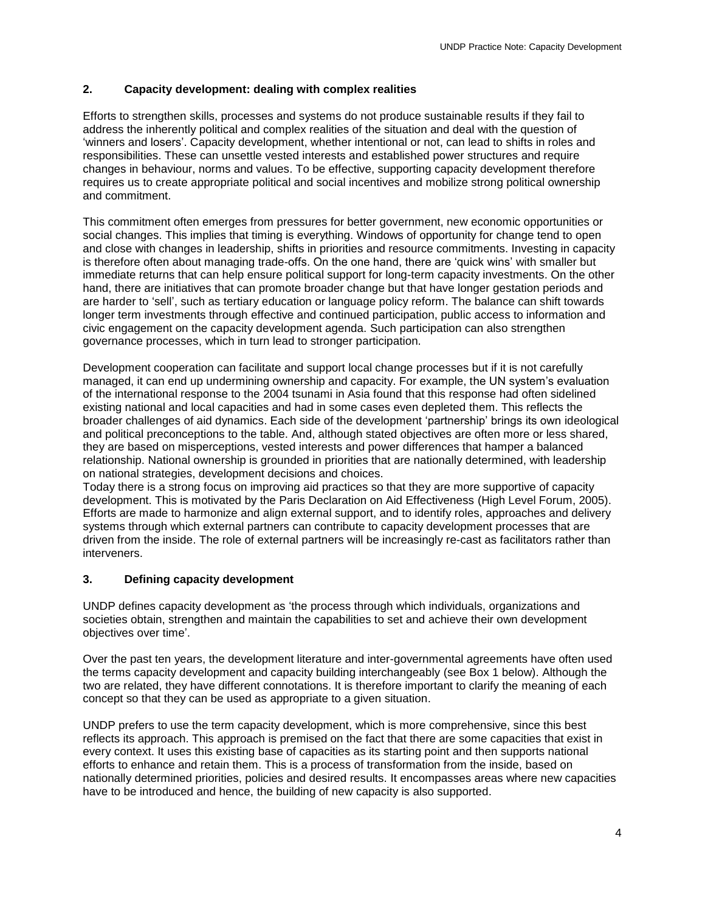## 2. Capacity development: dealing with complex realities

Efforts to strengthen skills, processes and systems do not produce sustainable results if they fail to address the inherently political and complex realities of the situation and deal with the question of 'winners and losers'. Capacity development, whether intentional or not, can lead to shifts in roles and responsibilities. These can unsettle vested interests and established power structures and require changes in behaviour, norms and values. To be effective, supporting capacity development therefore requires us to create appropriate political and social incentives and mobilize strong political ownership and commitment.

This commitment often emerges from pressures for better government, new economic opportunities or social changes. This implies that timing is everything. Windows of opportunity for change tend to open and close with changes in leadership, shifts in priorities and resource commitments. Investing in capacity is therefore often about managing trade-offs. On the one hand, there are 'quick wins' with smaller but immediate returns that can help ensure political support for long-term capacity investments. On the other hand, there are initiatives that can promote broader change but that have longer gestation periods and are harder to 'sell', such as tertiary education or language policy reform. The balance can shift towards longer term investments through effective and continued participation, public access to information and civic engagement on the capacity development agenda. Such participation can also strengthen governance processes, which in turn lead to stronger participation.

Development cooperation can facilitate and support local change processes but if it is not carefully managed, it can end up undermining ownership and capacity. For example, the UN system's evaluation of the international response to the 2004 tsunami in Asia found that this response had often sidelined existing national and local capacities and had in some cases even depleted them. This reflects the broader challenges of aid dynamics. Each side of the development 'partnership' brings its own ideological and political preconceptions to the table. And, although stated objectives are often more or less shared, they are based on misperceptions, vested interests and power differences that hamper a balanced relationship. National ownership is grounded in priorities that are nationally determined, with leadership on national strategies, development decisions and choices.

Today there is a strong focus on improving aid practices so that they are more supportive of capacity development. This is motivated by the Paris Declaration on Aid Effectiveness (High Level Forum, 2005). Efforts are made to harmonize and align external support, and to identify roles, approaches and delivery systems through which external partners can contribute to capacity development processes that are driven from the inside. The role of external partners will be increasingly re-cast as facilitators rather than interveners.

## 3. Defining capacity development

UNDP defines capacity development as 'the process through which individuals, organizations and societies obtain, strengthen and maintain the capabilities to set and achieve their own development objectives over time'.

Over the past ten years, the development literature and inter-governmental agreements have often used the terms capacity development and capacity building interchangeably (see Box 1 below). Although the two are related, they have different connotations. It is therefore important to clarify the meaning of each concept so that they can be used as appropriate to a given situation.

UNDP prefers to use the term capacity development, which is more comprehensive, since this best reflects its approach. This approach is premised on the fact that there are some capacities that exist in every context. It uses this existing base of capacities as its starting point and then supports national efforts to enhance and retain them. This is a process of transformation from the inside, based on nationally determined priorities, policies and desired results. It encompasses areas where new capacities have to be introduced and hence, the building of new capacity is also supported.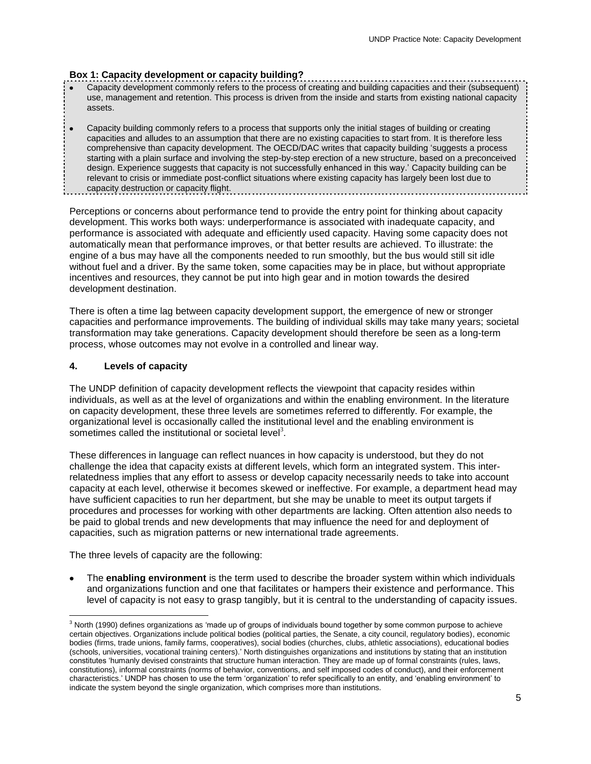**Box 1: Capacity development or capacity building?**

- Capacity development commonly refers to the process of creating and building capacities and their (subsequent) use, management and retention. This process is driven from the inside and starts from existing national capacity assets.
- Capacity building commonly refers to a process that supports only the initial stages of building or creating capacities and alludes to an assumption that there are no existing capacities to start from. It is therefore less comprehensive than capacity development. The OECD/DAC writes that capacity building 'suggests a process starting with a plain surface and involving the step-by-step erection of a new structure, based on a preconceived design. Experience suggests that capacity is not successfully enhanced in this way.' Capacity building can be relevant to crisis or immediate post-conflict situations where existing capacity has largely been lost due to capacity destruction or capacity flight.

Perceptions or concerns about performance tend to provide the entry point for thinking about capacity development. This works both ways: underperformance is associated with inadequate capacity, and performance is associated with adequate and efficiently used capacity. Having some capacity does not automatically mean that performance improves, or that better results are achieved. To illustrate: the engine of a bus may have all the components needed to run smoothly, but the bus would still sit idle without fuel and a driver. By the same token, some capacities may be in place, but without appropriate incentives and resources, they cannot be put into high gear and in motion towards the desired development destination.

There is often a time lag between capacity development support, the emergence of new or stronger capacities and performance improvements. The building of individual skills may take many years; societal transformation may take generations. Capacity development should therefore be seen as a long-term process, whose outcomes may not evolve in a controlled and linear way.

## 4. Levels of capacity

The UNDP definition of capacity development reflects the viewpoint that capacity resides within individuals, as well as at the level of organizations and within the enabling environment. In the literature on capacity development, these three levels are sometimes referred to differently. For example, the organizational level is occasionally called the institutional level and the enabling environment is sometimes called the institutional or societal level[3].

These differences in language can reflect nuances in how capacity is understood, but they do not challenge the idea that capacity exists at different levels, which form an integrated system. This inter-relatedness implies that any effort to assess or develop capacity necessarily needs to take into account capacity at each level, otherwise it becomes skewed or ineffective. For example, a department head may have sufficient capacities to run her department, but she may be unable to meet its output targets if procedures and processes for working with other departments are lacking. Often attention also needs to be paid to global trends and new developments that may influence the need for and deployment of capacities, such as migration patterns or new international trade agreements.

The three levels of capacity are the following:

- The **enabling environment** is the term used to describe the broader system within which individuals and organizations function and one that facilitates or hampers their existence and performance. This level of capacity is not easy to grasp tangibly, but it is central to the understanding of capacity issues.

---

[3] North (1990) defines organizations as 'made up of groups of individuals bound together by some common purpose to achieve certain objectives. Organizations include political bodies (political parties, the Senate, a city council, regulatory bodies), economic bodies (firms, trade unions, family farms, cooperatives), social bodies (churches, clubs, athletic associations), educational bodies (schools, universities, vocational training centers).' North distinguishes organizations and institutions by stating that an institution constitutes 'humanly devised constraints that structure human interaction. They are made up of formal constraints (rules, laws, constitutions), informal constraints (norms of behavior, conventions, and self imposed codes of conduct), and their enforcement characteristics.' UNDP has chosen to use the term 'organization' to refer specifically to an entity, and 'enabling environment' to indicate the system beyond the single organization, which comprises more than institutions.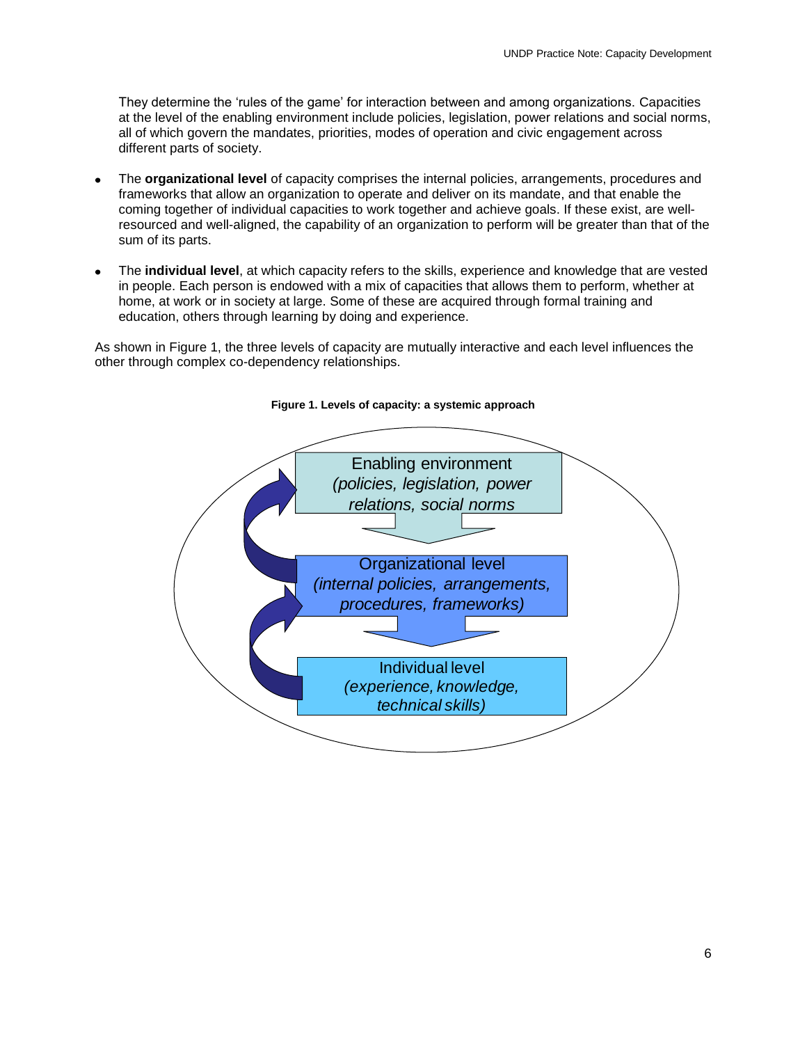They determine the 'rules of the game' for interaction between and among organizations. Capacities at the level of the enabling environment include policies, legislation, power relations and social norms, all of which govern the mandates, priorities, modes of operation and civic engagement across different parts of society.

- The **organizational level** of capacity comprises the internal policies, arrangements, procedures and frameworks that allow an organization to operate and deliver on its mandate, and that enable the coming together of individual capacities to work together and achieve goals. If these exist, are well-resourced and well-aligned, the capability of an organization to perform will be greater than that of the sum of its parts.

- The **individual level**, at which capacity refers to the skills, experience and knowledge that are vested in people. Each person is endowed with a mix of capacities that allows them to perform, whether at home, at work or in society at large. Some of these are acquired through formal training and education, others through learning by doing and experience.

As shown in Figure 1, the three levels of capacity are mutually interactive and each level influences the other through complex co-dependency relationships.

**Figure 1. Levels of capacity: a systemic approach**

Enabling environment
*(policies, legislation, power relations, social norms*

Organizational level
*(internal policies, arrangements, procedures, frameworks)*

Individual level
*(experience, knowledge, technical skills)*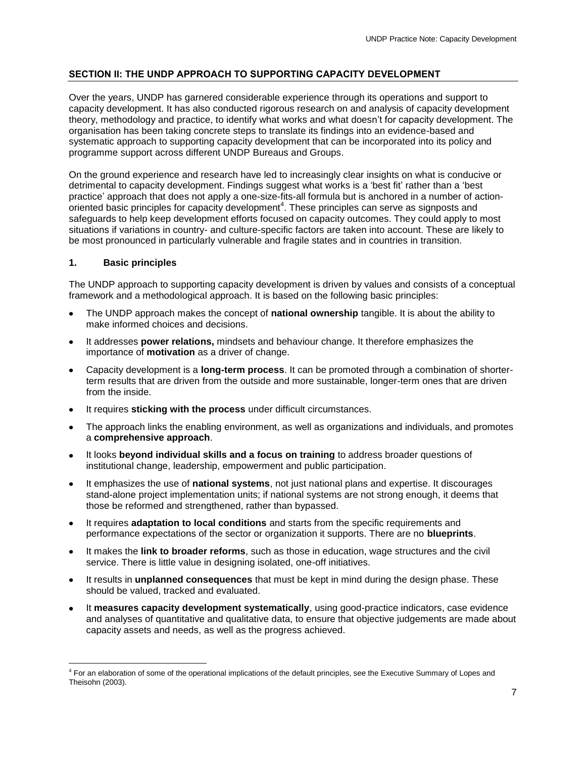## SECTION II: THE UNDP APPROACH TO SUPPORTING CAPACITY DEVELOPMENT

Over the years, UNDP has garnered considerable experience through its operations and support to capacity development. It has also conducted rigorous research on and analysis of capacity development theory, methodology and practice, to identify what works and what doesn't for capacity development. The organisation has been taking concrete steps to translate its findings into an evidence-based and systematic approach to supporting capacity development that can be incorporated into its policy and programme support across different UNDP Bureaus and Groups.

On the ground experience and research have led to increasingly clear insights on what is conducive or detrimental to capacity development. Findings suggest what works is a 'best fit' rather than a 'best practice' approach that does not apply a one-size-fits-all formula but is anchored in a number of action-oriented basic principles for capacity development[4]. These principles can serve as signposts and safeguards to help keep development efforts focused on capacity outcomes. They could apply to most situations if variations in country- and culture-specific factors are taken into account. These are likely to be most pronounced in particularly vulnerable and fragile states and in countries in transition.

### 1. Basic principles

The UNDP approach to supporting capacity development is driven by values and consists of a conceptual framework and a methodological approach. It is based on the following basic principles:

- The UNDP approach makes the concept of **national ownership** tangible. It is about the ability to make informed choices and decisions.
- It addresses **power relations,** mindsets and behaviour change. It therefore emphasizes the importance of **motivation** as a driver of change.
- Capacity development is a **long-term process**. It can be promoted through a combination of shorter-term results that are driven from the outside and more sustainable, longer-term ones that are driven from the inside.
- It requires **sticking with the process** under difficult circumstances.
- The approach links the enabling environment, as well as organizations and individuals, and promotes a **comprehensive approach**.
- It looks **beyond individual skills and a focus on training** to address broader questions of institutional change, leadership, empowerment and public participation.
- It emphasizes the use of **national systems**, not just national plans and expertise. It discourages stand-alone project implementation units; if national systems are not strong enough, it deems that those be reformed and strengthened, rather than bypassed.
- It requires **adaptation to local conditions** and starts from the specific requirements and performance expectations of the sector or organization it supports. There are no **blueprints**.
- It makes the **link to broader reforms**, such as those in education, wage structures and the civil service. There is little value in designing isolated, one-off initiatives.
- It results in **unplanned consequences** that must be kept in mind during the design phase. These should be valued, tracked and evaluated.
- It **measures capacity development systematically**, using good-practice indicators, case evidence and analyses of quantitative and qualitative data, to ensure that objective judgements are made about capacity assets and needs, as well as the progress achieved.

[4] For an elaboration of some of the operational implications of the default principles, see the Executive Summary of Lopes and Theisohn (2003).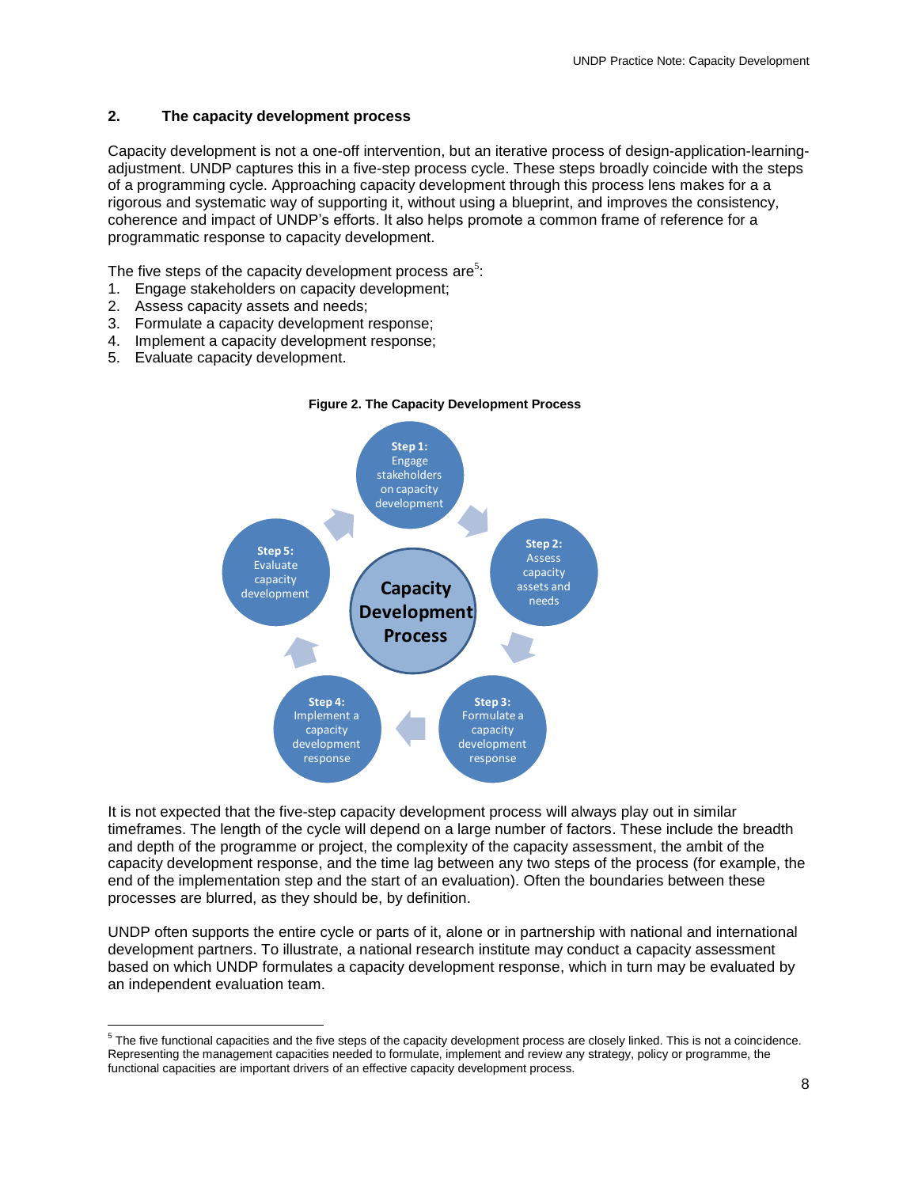## 2. The capacity development process

Capacity development is not a one-off intervention, but an iterative process of design-application-learning-adjustment. UNDP captures this in a five-step process cycle. These steps broadly coincide with the steps of a programming cycle. Approaching capacity development through this process lens makes for a a rigorous and systematic way of supporting it, without using a blueprint, and improves the consistency, coherence and impact of UNDP's efforts. It also helps promote a common frame of reference for a programmatic response to capacity development.

The five steps of the capacity development process are[5]:

1. Engage stakeholders on capacity development;
2. Assess capacity assets and needs;
3. Formulate a capacity development response;
4. Implement a capacity development response;
5. Evaluate capacity development.

**Figure 2. The Capacity Development Process**

Capacity Development Process

- **Step 1:** Engage stakeholders on capacity development
- **Step 2:** Assess capacity assets and needs
- **Step 3:** Formulate a capacity development response
- **Step 4:** Implement a capacity development response
- **Step 5:** Evaluate capacity development

It is not expected that the five-step capacity development process will always play out in similar timeframes. The length of the cycle will depend on a large number of factors. These include the breadth and depth of the programme or project, the complexity of the capacity assessment, the ambit of the capacity development response, and the time lag between any two steps of the process (for example, the end of the implementation step and the start of an evaluation). Often the boundaries between these processes are blurred, as they should be, by definition.

UNDP often supports the entire cycle or parts of it, alone or in partnership with national and international development partners. To illustrate, a national research institute may conduct a capacity assessment based on which UNDP formulates a capacity development response, which in turn may be evaluated by an independent evaluation team.

---

[5] The five functional capacities and the five steps of the capacity development process are closely linked. This is not a coincidence. Representing the management capacities needed to formulate, implement and review any strategy, policy or programme, the functional capacities are important drivers of an effective capacity development process.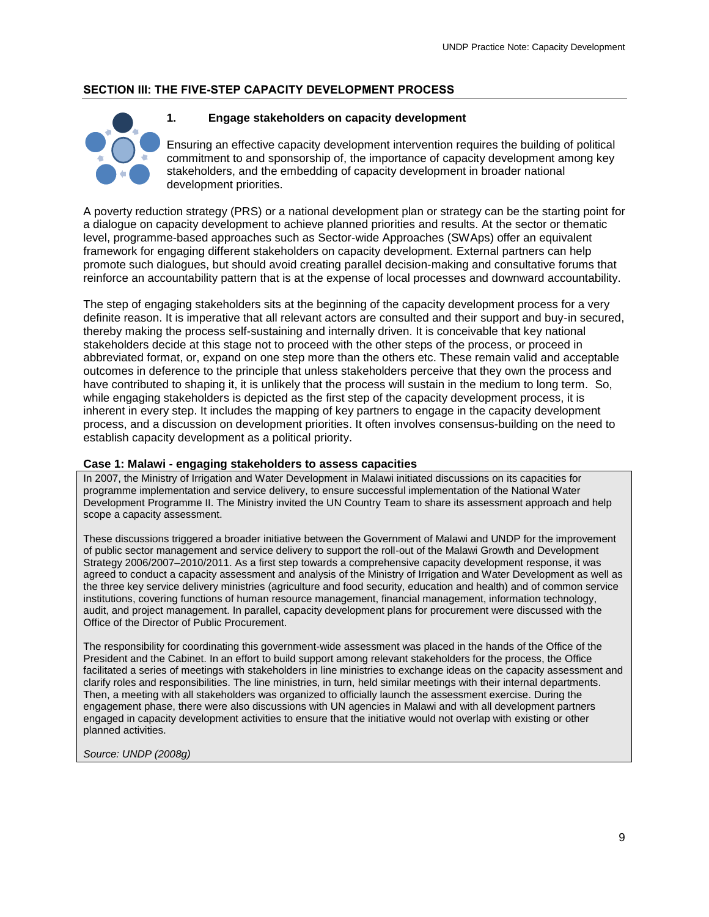## SECTION III: THE FIVE-STEP CAPACITY DEVELOPMENT PROCESS

### 1. Engage stakeholders on capacity development

Ensuring an effective capacity development intervention requires the building of political commitment to and sponsorship of, the importance of capacity development among key stakeholders, and the embedding of capacity development in broader national development priorities.

A poverty reduction strategy (PRS) or a national development plan or strategy can be the starting point for a dialogue on capacity development to achieve planned priorities and results. At the sector or thematic level, programme-based approaches such as Sector-wide Approaches (SWAps) offer an equivalent framework for engaging different stakeholders on capacity development. External partners can help promote such dialogues, but should avoid creating parallel decision-making and consultative forums that reinforce an accountability pattern that is at the expense of local processes and downward accountability.

The step of engaging stakeholders sits at the beginning of the capacity development process for a very definite reason. It is imperative that all relevant actors are consulted and their support and buy-in secured, thereby making the process self-sustaining and internally driven. It is conceivable that key national stakeholders decide at this stage not to proceed with the other steps of the process, or proceed in abbreviated format, or, expand on one step more than the others etc. These remain valid and acceptable outcomes in deference to the principle that unless stakeholders perceive that they own the process and have contributed to shaping it, it is unlikely that the process will sustain in the medium to long term. So, while engaging stakeholders is depicted as the first step of the capacity development process, it is inherent in every step. It includes the mapping of key partners to engage in the capacity development process, and a discussion on development priorities. It often involves consensus-building on the need to establish capacity development as a political priority.

**Case 1: Malawi - engaging stakeholders to assess capacities**

In 2007, the Ministry of Irrigation and Water Development in Malawi initiated discussions on its capacities for programme implementation and service delivery, to ensure successful implementation of the National Water Development Programme II. The Ministry invited the UN Country Team to share its assessment approach and help scope a capacity assessment.

These discussions triggered a broader initiative between the Government of Malawi and UNDP for the improvement of public sector management and service delivery to support the roll-out of the Malawi Growth and Development Strategy 2006/2007–2010/2011. As a first step towards a comprehensive capacity development response, it was agreed to conduct a capacity assessment and analysis of the Ministry of Irrigation and Water Development as well as the three key service delivery ministries (agriculture and food security, education and health) and of common service institutions, covering functions of human resource management, financial management, information technology, audit, and project management. In parallel, capacity development plans for procurement were discussed with the Office of the Director of Public Procurement.

The responsibility for coordinating this government-wide assessment was placed in the hands of the Office of the President and the Cabinet. In an effort to build support among relevant stakeholders for the process, the Office facilitated a series of meetings with stakeholders in line ministries to exchange ideas on the capacity assessment and clarify roles and responsibilities. The line ministries, in turn, held similar meetings with their internal departments. Then, a meeting with all stakeholders was organized to officially launch the assessment exercise. During the engagement phase, there were also discussions with UN agencies in Malawi and with all development partners engaged in capacity development activities to ensure that the initiative would not overlap with existing or other planned activities.

*Source: UNDP (2008g)*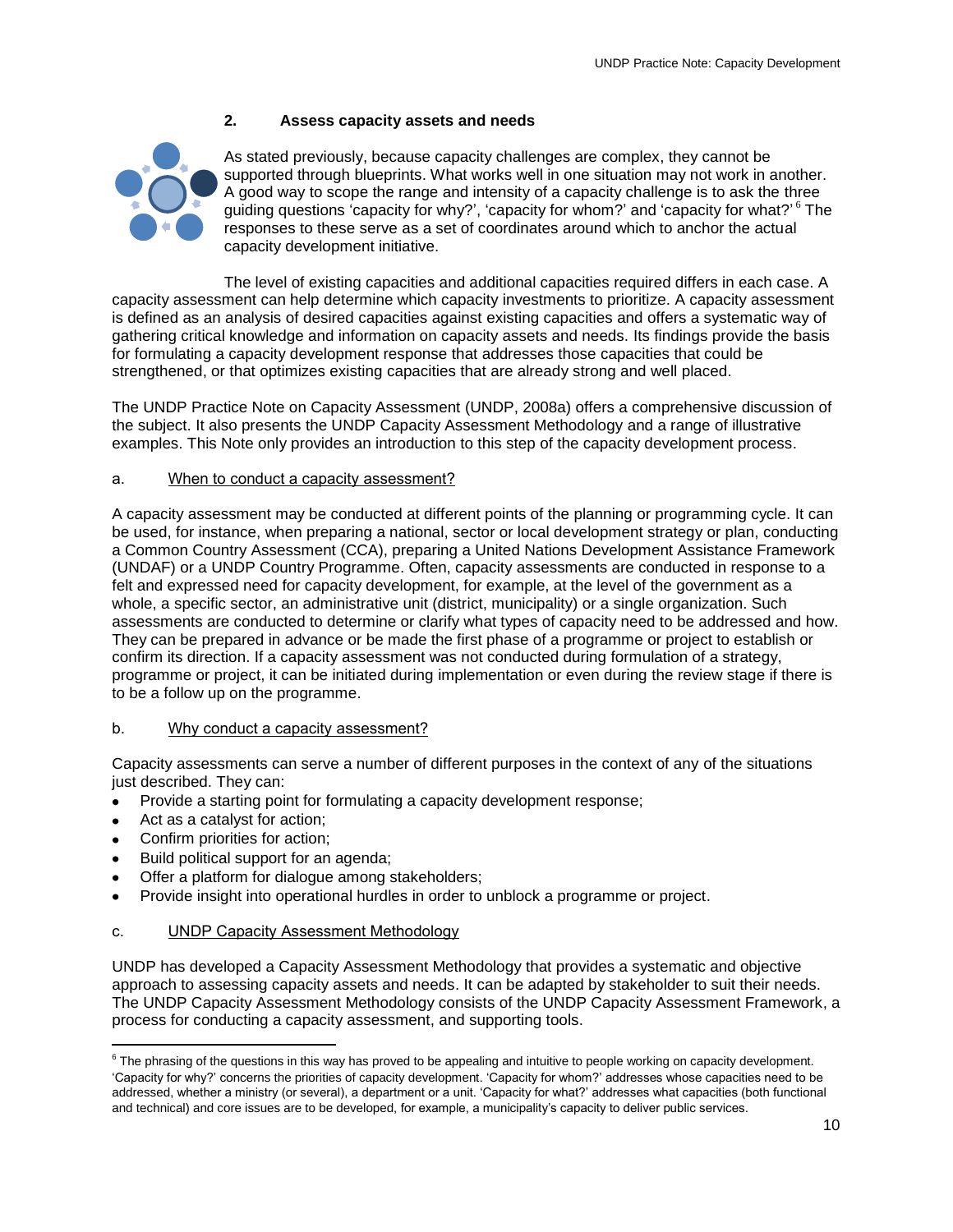## 2. Assess capacity assets and needs

As stated previously, because capacity challenges are complex, they cannot be supported through blueprints. What works well in one situation may not work in another. A good way to scope the range and intensity of a capacity challenge is to ask the three guiding questions 'capacity for why?', 'capacity for whom?' and 'capacity for what?'[6] The responses to these serve as a set of coordinates around which to anchor the actual capacity development initiative.

The level of existing capacities and additional capacities required differs in each case. A capacity assessment can help determine which capacity investments to prioritize. A capacity assessment is defined as an analysis of desired capacities against existing capacities and offers a systematic way of gathering critical knowledge and information on capacity assets and needs. Its findings provide the basis for formulating a capacity development response that addresses those capacities that could be strengthened, or that optimizes existing capacities that are already strong and well placed.

The UNDP Practice Note on Capacity Assessment (UNDP, 2008a) offers a comprehensive discussion of the subject. It also presents the UNDP Capacity Assessment Methodology and a range of illustrative examples. This Note only provides an introduction to this step of the capacity development process.

### a. When to conduct a capacity assessment?

A capacity assessment may be conducted at different points of the planning or programming cycle. It can be used, for instance, when preparing a national, sector or local development strategy or plan, conducting a Common Country Assessment (CCA), preparing a United Nations Development Assistance Framework (UNDAF) or a UNDP Country Programme. Often, capacity assessments are conducted in response to a felt and expressed need for capacity development, for example, at the level of the government as a whole, a specific sector, an administrative unit (district, municipality) or a single organization. Such assessments are conducted to determine or clarify what types of capacity need to be addressed and how. They can be prepared in advance or be made the first phase of a programme or project to establish or confirm its direction. If a capacity assessment was not conducted during formulation of a strategy, programme or project, it can be initiated during implementation or even during the review stage if there is to be a follow up on the programme.

### b. Why conduct a capacity assessment?

Capacity assessments can serve a number of different purposes in the context of any of the situations just described. They can:

- Provide a starting point for formulating a capacity development response;
- Act as a catalyst for action;
- Confirm priorities for action;
- Build political support for an agenda;
- Offer a platform for dialogue among stakeholders;
- Provide insight into operational hurdles in order to unblock a programme or project.

### c. UNDP Capacity Assessment Methodology

UNDP has developed a Capacity Assessment Methodology that provides a systematic and objective approach to assessing capacity assets and needs. It can be adapted by stakeholder to suit their needs. The UNDP Capacity Assessment Methodology consists of the UNDP Capacity Assessment Framework, a process for conducting a capacity assessment, and supporting tools.

---

[6] The phrasing of the questions in this way has proved to be appealing and intuitive to people working on capacity development. 'Capacity for why?' concerns the priorities of capacity development. 'Capacity for whom?' addresses whose capacities need to be addressed, whether a ministry (or several), a department or a unit. 'Capacity for what?' addresses what capacities (both functional and technical) and core issues are to be developed, for example, a municipality's capacity to deliver public services.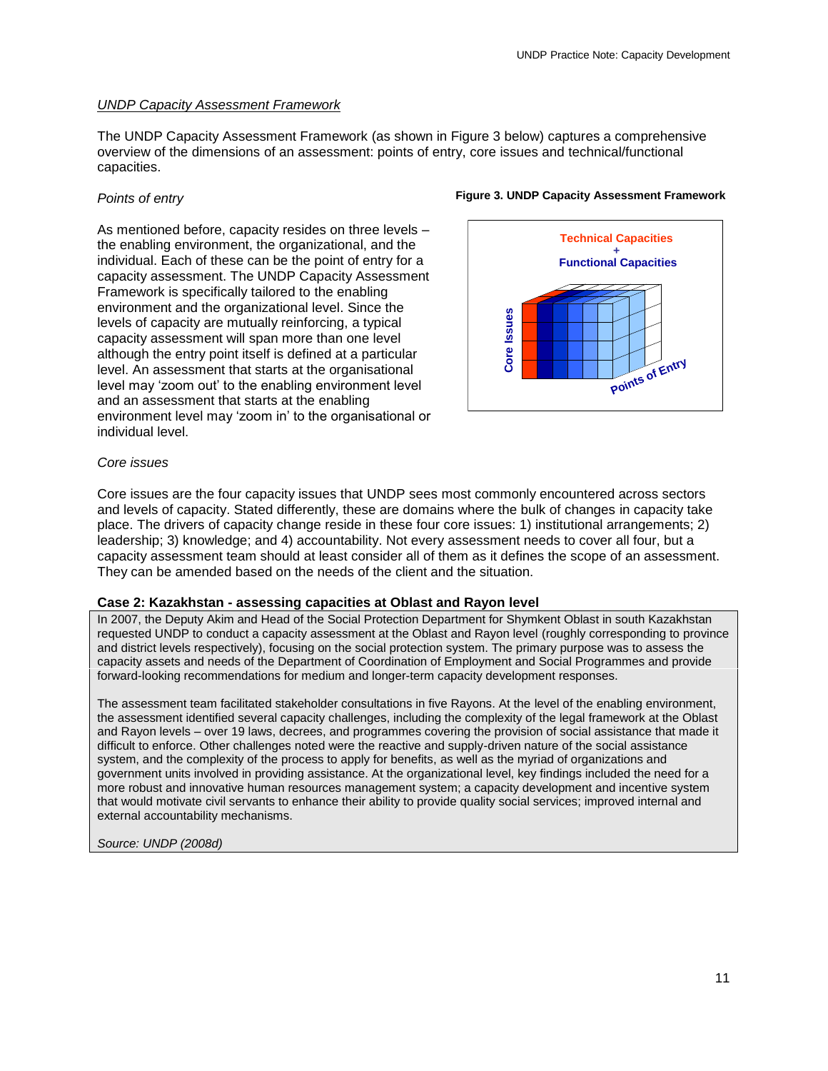*UNDP Capacity Assessment Framework*

The UNDP Capacity Assessment Framework (as shown in Figure 3 below) captures a comprehensive overview of the dimensions of an assessment: points of entry, core issues and technical/functional capacities.

*Points of entry*

As mentioned before, capacity resides on three levels – the enabling environment, the organizational, and the individual. Each of these can be the point of entry for a capacity assessment. The UNDP Capacity Assessment Framework is specifically tailored to the enabling environment and the organizational level. Since the levels of capacity are mutually reinforcing, a typical capacity assessment will span more than one level although the entry point itself is defined at a particular level. An assessment that starts at the organisational level may 'zoom out' to the enabling environment level and an assessment that starts at the enabling environment level may 'zoom in' to the organisational or individual level.

**Figure 3. UNDP Capacity Assessment Framework**

Technical Capacities + Functional Capacities

Core Issues

Points of Entry

*Core issues*

Core issues are the four capacity issues that UNDP sees most commonly encountered across sectors and levels of capacity. Stated differently, these are domains where the bulk of changes in capacity take place. The drivers of capacity change reside in these four core issues: 1) institutional arrangements; 2) leadership; 3) knowledge; and 4) accountability. Not every assessment needs to cover all four, but a capacity assessment team should at least consider all of them as it defines the scope of an assessment. They can be amended based on the needs of the client and the situation.

**Case 2: Kazakhstan - assessing capacities at Oblast and Rayon level**

In 2007, the Deputy Akim and Head of the Social Protection Department for Shymkent Oblast in south Kazakhstan requested UNDP to conduct a capacity assessment at the Oblast and Rayon level (roughly corresponding to province and district levels respectively), focusing on the social protection system. The primary purpose was to assess the capacity assets and needs of the Department of Coordination of Employment and Social Programmes and provide forward-looking recommendations for medium and longer-term capacity development responses.

The assessment team facilitated stakeholder consultations in five Rayons. At the level of the enabling environment, the assessment identified several capacity challenges, including the complexity of the legal framework at the Oblast and Rayon levels – over 19 laws, decrees, and programmes covering the provision of social assistance that made it difficult to enforce. Other challenges noted were the reactive and supply-driven nature of the social assistance system, and the complexity of the process to apply for benefits, as well as the myriad of organizations and government units involved in providing assistance. At the organizational level, key findings included the need for a more robust and innovative human resources management system; a capacity development and incentive system that would motivate civil servants to enhance their ability to provide quality social services; improved internal and external accountability mechanisms.

*Source: UNDP (2008d)*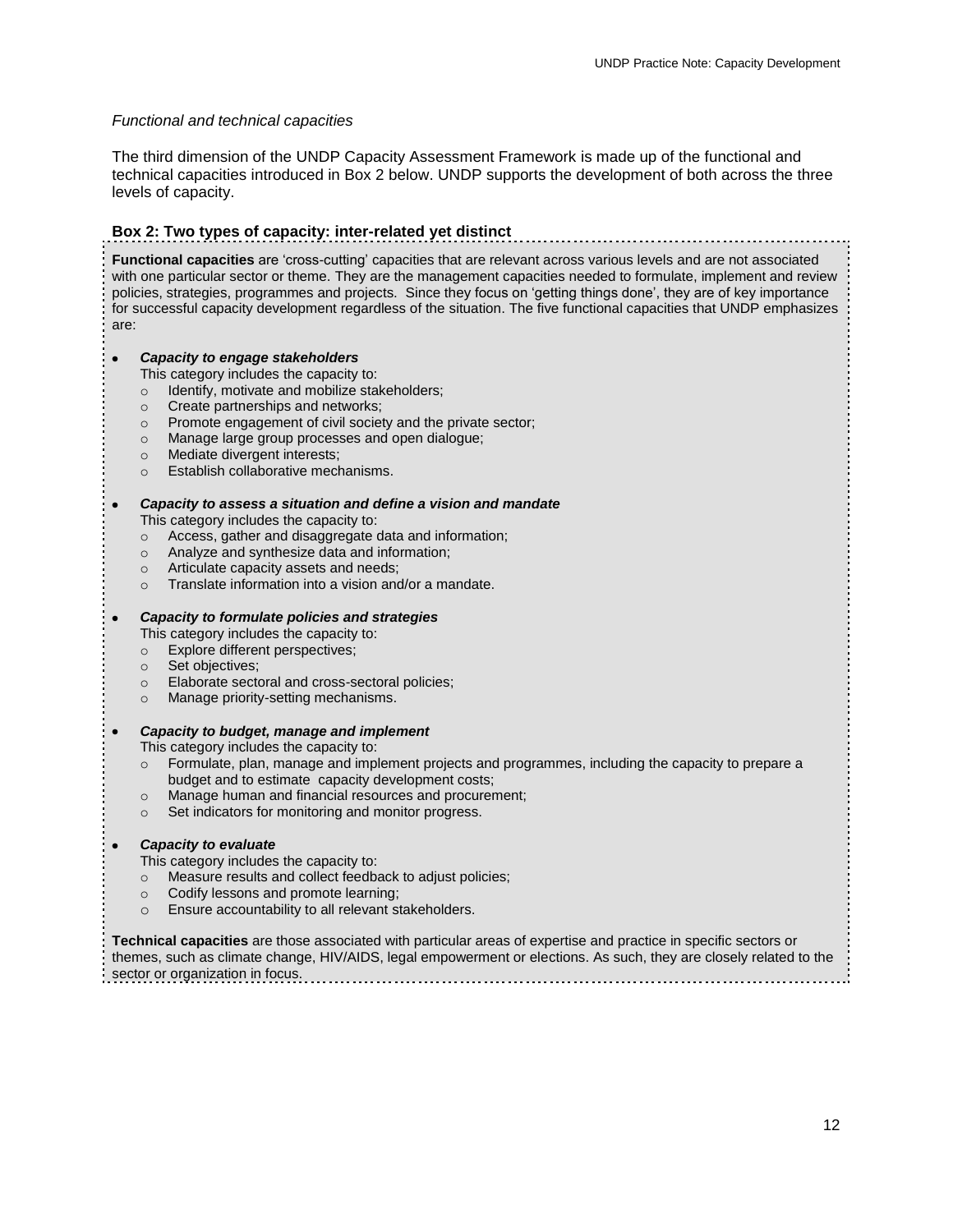*Functional and technical capacities*

The third dimension of the UNDP Capacity Assessment Framework is made up of the functional and technical capacities introduced in Box 2 below. UNDP supports the development of both across the three levels of capacity.

**Box 2: Two types of capacity: inter-related yet distinct**

**Functional capacities** are 'cross-cutting' capacities that are relevant across various levels and are not associated with one particular sector or theme. They are the management capacities needed to formulate, implement and review policies, strategies, programmes and projects. Since they focus on 'getting things done', they are of key importance for successful capacity development regardless of the situation. The five functional capacities that UNDP emphasizes are:

- ***Capacity to engage stakeholders***
  This category includes the capacity to:
  - Identify, motivate and mobilize stakeholders;
  - Create partnerships and networks;
  - Promote engagement of civil society and the private sector;
  - Manage large group processes and open dialogue;
  - Mediate divergent interests;
  - Establish collaborative mechanisms.

- ***Capacity to assess a situation and define a vision and mandate***
  This category includes the capacity to:
  - Access, gather and disaggregate data and information;
  - Analyze and synthesize data and information;
  - Articulate capacity assets and needs;
  - Translate information into a vision and/or a mandate.

- ***Capacity to formulate policies and strategies***
  This category includes the capacity to:
  - Explore different perspectives;
  - Set objectives;
  - Elaborate sectoral and cross-sectoral policies;
  - Manage priority-setting mechanisms.

- ***Capacity to budget, manage and implement***
  This category includes the capacity to:
  - Formulate, plan, manage and implement projects and programmes, including the capacity to prepare a budget and to estimate capacity development costs;
  - Manage human and financial resources and procurement;
  - Set indicators for monitoring and monitor progress.

- ***Capacity to evaluate***
  This category includes the capacity to:
  - Measure results and collect feedback to adjust policies;
  - Codify lessons and promote learning;
  - Ensure accountability to all relevant stakeholders.

**Technical capacities** are those associated with particular areas of expertise and practice in specific sectors or themes, such as climate change, HIV/AIDS, legal empowerment or elections. As such, they are closely related to the sector or organization in focus.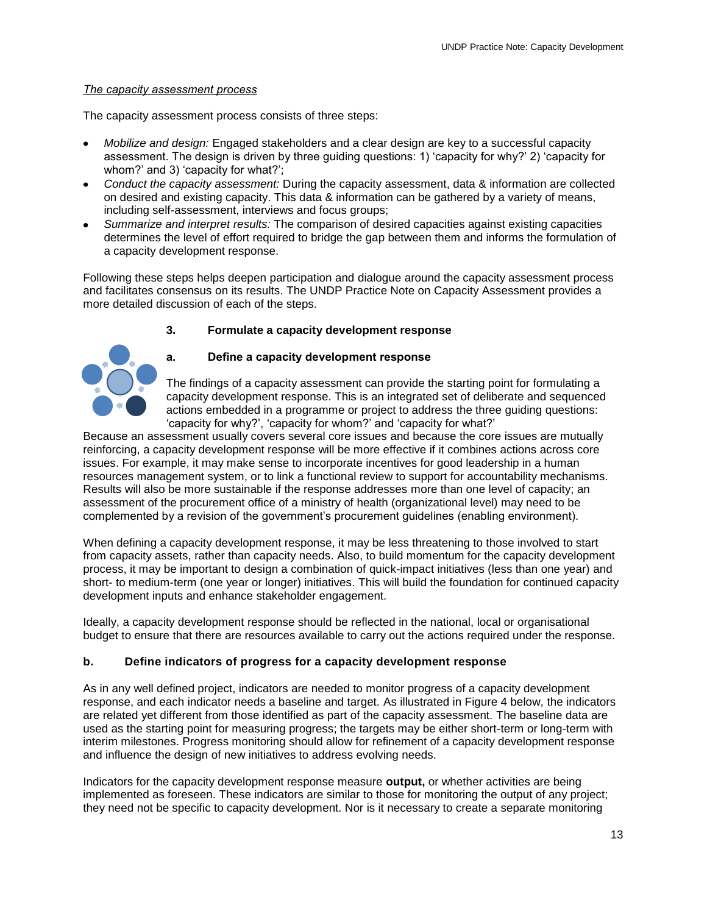*The capacity assessment process*

The capacity assessment process consists of three steps:

- *Mobilize and design:* Engaged stakeholders and a clear design are key to a successful capacity assessment. The design is driven by three guiding questions: 1) 'capacity for why?' 2) 'capacity for whom?' and 3) 'capacity for what?';
- *Conduct the capacity assessment:* During the capacity assessment, data & information are collected on desired and existing capacity. This data & information can be gathered by a variety of means, including self-assessment, interviews and focus groups;
- *Summarize and interpret results:* The comparison of desired capacities against existing capacities determines the level of effort required to bridge the gap between them and informs the formulation of a capacity development response.

Following these steps helps deepen participation and dialogue around the capacity assessment process and facilitates consensus on its results. The UNDP Practice Note on Capacity Assessment provides a more detailed discussion of each of the steps.

### 3. Formulate a capacity development response

#### a. Define a capacity development response

The findings of a capacity assessment can provide the starting point for formulating a capacity development response. This is an integrated set of deliberate and sequenced actions embedded in a programme or project to address the three guiding questions: 'capacity for why?', 'capacity for whom?' and 'capacity for what?'

Because an assessment usually covers several core issues and because the core issues are mutually reinforcing, a capacity development response will be more effective if it combines actions across core issues. For example, it may make sense to incorporate incentives for good leadership in a human resources management system, or to link a functional review to support for accountability mechanisms. Results will also be more sustainable if the response addresses more than one level of capacity; an assessment of the procurement office of a ministry of health (organizational level) may need to be complemented by a revision of the government's procurement guidelines (enabling environment).

When defining a capacity development response, it may be less threatening to those involved to start from capacity assets, rather than capacity needs. Also, to build momentum for the capacity development process, it may be important to design a combination of quick-impact initiatives (less than one year) and short- to medium-term (one year or longer) initiatives. This will build the foundation for continued capacity development inputs and enhance stakeholder engagement.

Ideally, a capacity development response should be reflected in the national, local or organisational budget to ensure that there are resources available to carry out the actions required under the response.

#### b. Define indicators of progress for a capacity development response

As in any well defined project, indicators are needed to monitor progress of a capacity development response, and each indicator needs a baseline and target. As illustrated in Figure 4 below, the indicators are related yet different from those identified as part of the capacity assessment. The baseline data are used as the starting point for measuring progress; the targets may be either short-term or long-term with interim milestones. Progress monitoring should allow for refinement of a capacity development response and influence the design of new initiatives to address evolving needs.

Indicators for the capacity development response measure **output,** or whether activities are being implemented as foreseen. These indicators are similar to those for monitoring the output of any project; they need not be specific to capacity development. Nor is it necessary to create a separate monitoring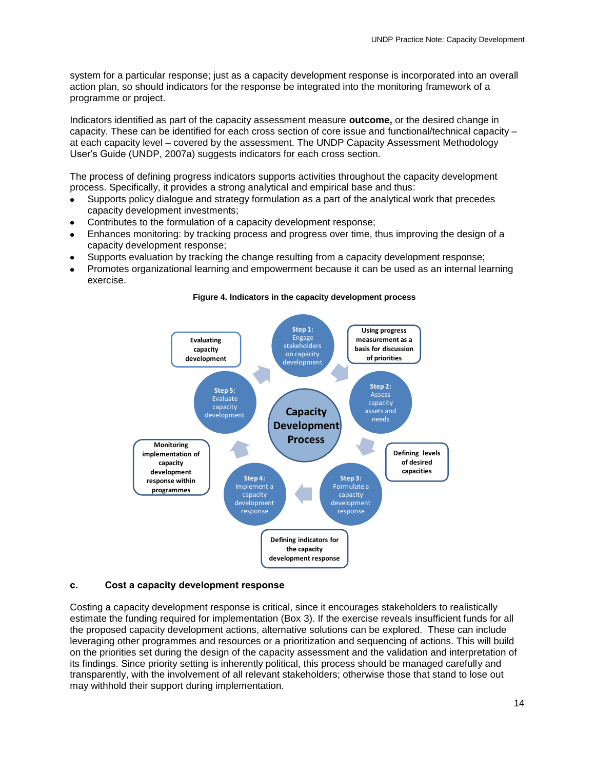system for a particular response; just as a capacity development response is incorporated into an overall action plan, so should indicators for the response be integrated into the monitoring framework of a programme or project.

Indicators identified as part of the capacity assessment measure **outcome,** or the desired change in capacity. These can be identified for each cross section of core issue and functional/technical capacity – at each capacity level – covered by the assessment. The UNDP Capacity Assessment Methodology User's Guide (UNDP, 2007a) suggests indicators for each cross section.

The process of defining progress indicators supports activities throughout the capacity development process. Specifically, it provides a strong analytical and empirical base and thus:

- Supports policy dialogue and strategy formulation as a part of the analytical work that precedes capacity development investments;
- Contributes to the formulation of a capacity development response;
- Enhances monitoring: by tracking process and progress over time, thus improving the design of a capacity development response;
- Supports evaluation by tracking the change resulting from a capacity development response;
- Promotes organizational learning and empowerment because it can be used as an internal learning exercise.

**Figure 4. Indicators in the capacity development process**

Capacity Development Process

- Step 1: Engage stakeholders on capacity development — Using progress measurement as a basis for discussion of priorities
- Step 2: Assess capacity assets and needs — Defining levels of desired capacities
- Step 3: Formulate a capacity development response — Defining indicators for the capacity development response
- Step 4: Implement a capacity development response — Monitoring implementation of capacity development response within programmes
- Step 5: Evaluate capacity development — Evaluating capacity development

### c. Cost a capacity development response

Costing a capacity development response is critical, since it encourages stakeholders to realistically estimate the funding required for implementation (Box 3). If the exercise reveals insufficient funds for all the proposed capacity development actions, alternative solutions can be explored. These can include leveraging other programmes and resources or a prioritization and sequencing of actions. This will build on the priorities set during the design of the capacity assessment and the validation and interpretation of its findings. Since priority setting is inherently political, this process should be managed carefully and transparently, with the involvement of all relevant stakeholders; otherwise those that stand to lose out may withhold their support during implementation.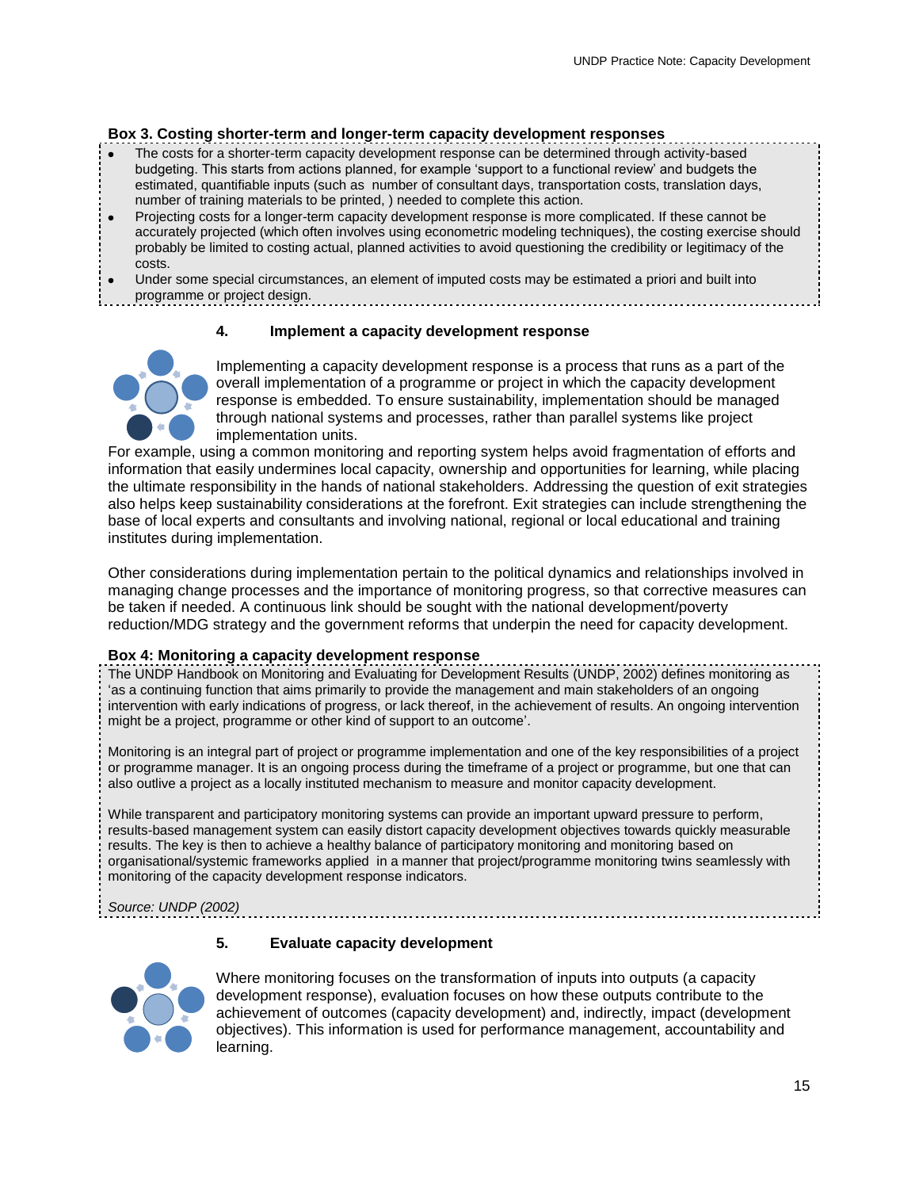**Box 3. Costing shorter-term and longer-term capacity development responses**

- The costs for a shorter-term capacity development response can be determined through activity-based budgeting. This starts from actions planned, for example 'support to a functional review' and budgets the estimated, quantifiable inputs (such as number of consultant days, transportation costs, translation days, number of training materials to be printed, ) needed to complete this action.
- Projecting costs for a longer-term capacity development response is more complicated. If these cannot be accurately projected (which often involves using econometric modeling techniques), the costing exercise should probably be limited to costing actual, planned activities to avoid questioning the credibility or legitimacy of the costs.
- Under some special circumstances, an element of imputed costs may be estimated a priori and built into programme or project design.

### 4. Implement a capacity development response

Implementing a capacity development response is a process that runs as a part of the overall implementation of a programme or project in which the capacity development response is embedded. To ensure sustainability, implementation should be managed through national systems and processes, rather than parallel systems like project implementation units. For example, using a common monitoring and reporting system helps avoid fragmentation of efforts and information that easily undermines local capacity, ownership and opportunities for learning, while placing the ultimate responsibility in the hands of national stakeholders. Addressing the question of exit strategies also helps keep sustainability considerations at the forefront. Exit strategies can include strengthening the base of local experts and consultants and involving national, regional or local educational and training institutes during implementation.

Other considerations during implementation pertain to the political dynamics and relationships involved in managing change processes and the importance of monitoring progress, so that corrective measures can be taken if needed. A continuous link should be sought with the national development/poverty reduction/MDG strategy and the government reforms that underpin the need for capacity development.

**Box 4: Monitoring a capacity development response**

The UNDP Handbook on Monitoring and Evaluating for Development Results (UNDP, 2002) defines monitoring as 'as a continuing function that aims primarily to provide the management and main stakeholders of an ongoing intervention with early indications of progress, or lack thereof, in the achievement of results. An ongoing intervention might be a project, programme or other kind of support to an outcome'.

Monitoring is an integral part of project or programme implementation and one of the key responsibilities of a project or programme manager. It is an ongoing process during the timeframe of a project or programme, but one that can also outlive a project as a locally instituted mechanism to measure and monitor capacity development.

While transparent and participatory monitoring systems can provide an important upward pressure to perform, results-based management system can easily distort capacity development objectives towards quickly measurable results. The key is then to achieve a healthy balance of participatory monitoring and monitoring based on organisational/systemic frameworks applied in a manner that project/programme monitoring twins seamlessly with monitoring of the capacity development response indicators.

*Source: UNDP (2002)*

### 5. Evaluate capacity development

Where monitoring focuses on the transformation of inputs into outputs (a capacity development response), evaluation focuses on how these outputs contribute to the achievement of outcomes (capacity development) and, indirectly, impact (development objectives). This information is used for performance management, accountability and learning.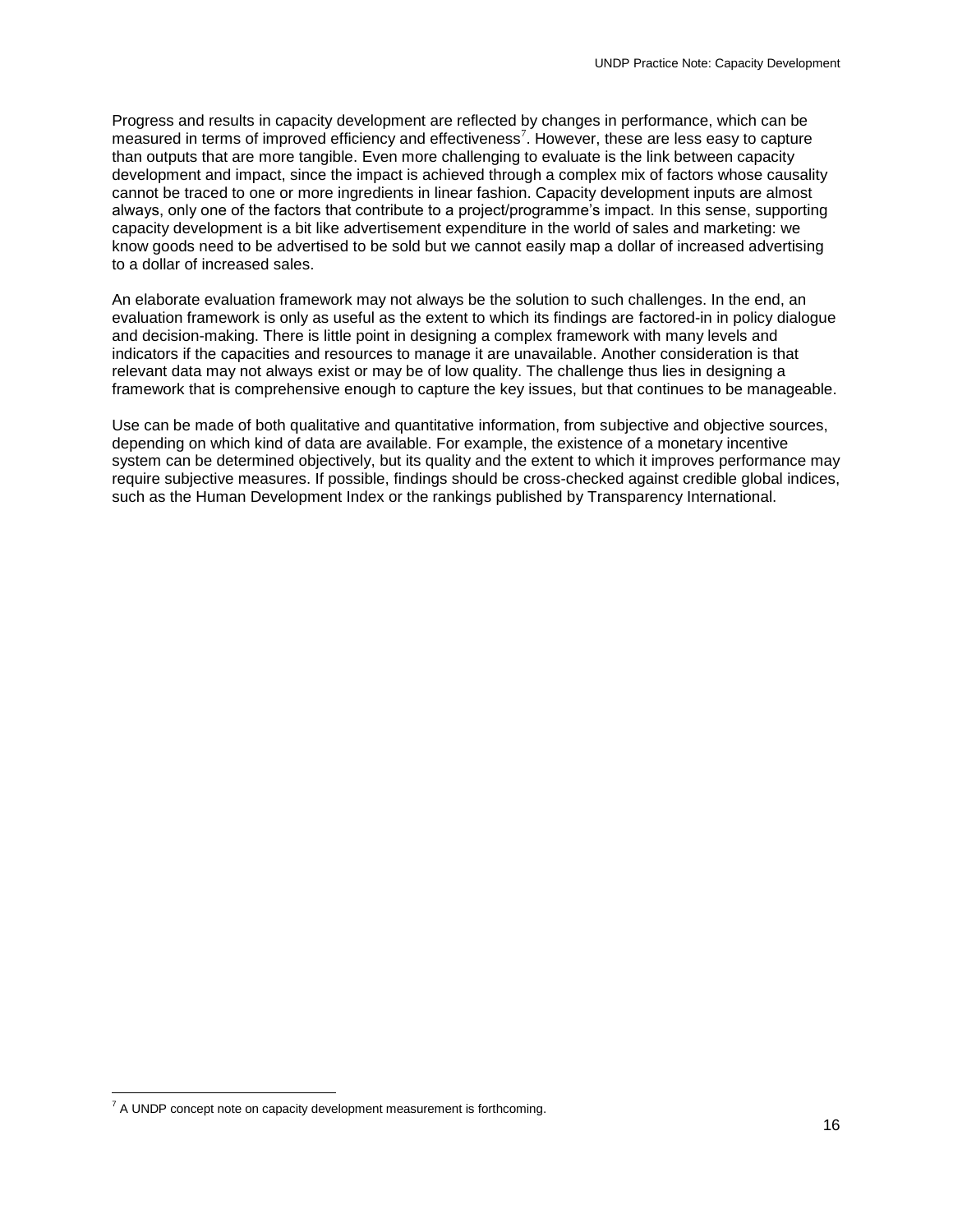Progress and results in capacity development are reflected by changes in performance, which can be measured in terms of improved efficiency and effectiveness[7]. However, these are less easy to capture than outputs that are more tangible. Even more challenging to evaluate is the link between capacity development and impact, since the impact is achieved through a complex mix of factors whose causality cannot be traced to one or more ingredients in linear fashion. Capacity development inputs are almost always, only one of the factors that contribute to a project/programme's impact. In this sense, supporting capacity development is a bit like advertisement expenditure in the world of sales and marketing: we know goods need to be advertised to be sold but we cannot easily map a dollar of increased advertising to a dollar of increased sales.

An elaborate evaluation framework may not always be the solution to such challenges. In the end, an evaluation framework is only as useful as the extent to which its findings are factored-in in policy dialogue and decision-making. There is little point in designing a complex framework with many levels and indicators if the capacities and resources to manage it are unavailable. Another consideration is that relevant data may not always exist or may be of low quality. The challenge thus lies in designing a framework that is comprehensive enough to capture the key issues, but that continues to be manageable.

Use can be made of both qualitative and quantitative information, from subjective and objective sources, depending on which kind of data are available. For example, the existence of a monetary incentive system can be determined objectively, but its quality and the extent to which it improves performance may require subjective measures. If possible, findings should be cross-checked against credible global indices, such as the Human Development Index or the rankings published by Transparency International.

[7] A UNDP concept note on capacity development measurement is forthcoming.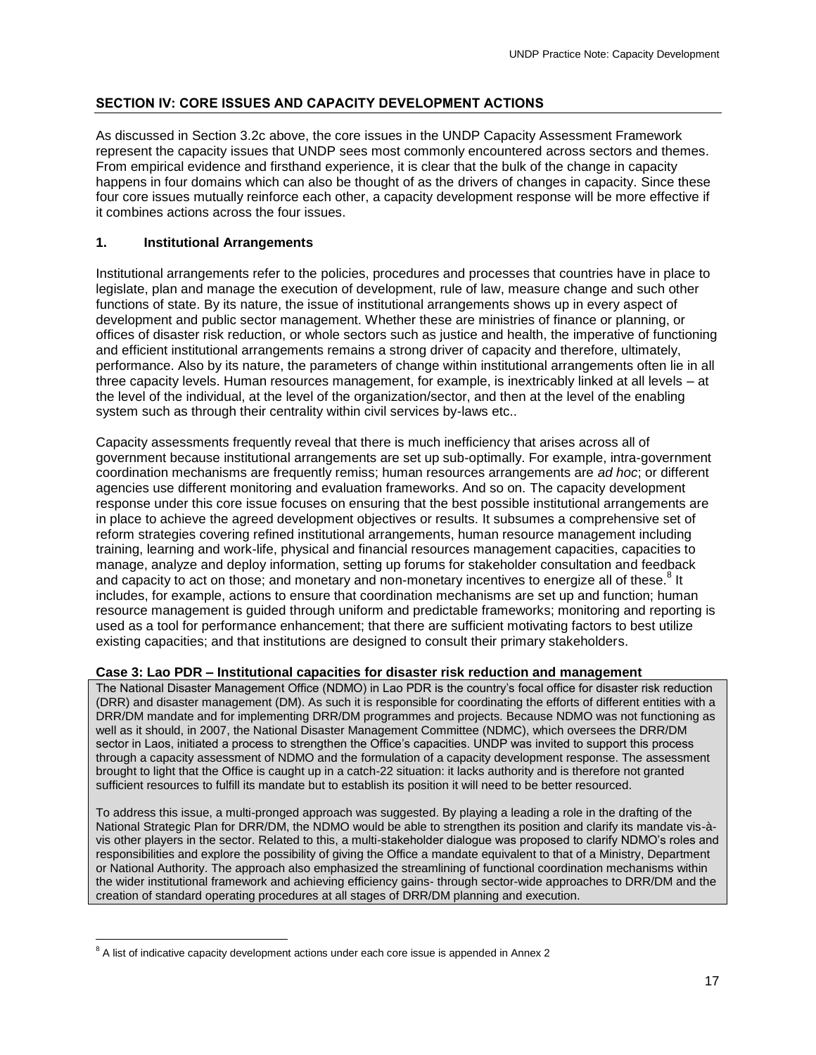## SECTION IV: CORE ISSUES AND CAPACITY DEVELOPMENT ACTIONS

As discussed in Section 3.2c above, the core issues in the UNDP Capacity Assessment Framework represent the capacity issues that UNDP sees most commonly encountered across sectors and themes. From empirical evidence and firsthand experience, it is clear that the bulk of the change in capacity happens in four domains which can also be thought of as the drivers of changes in capacity. Since these four core issues mutually reinforce each other, a capacity development response will be more effective if it combines actions across the four issues.

### 1. Institutional Arrangements

Institutional arrangements refer to the policies, procedures and processes that countries have in place to legislate, plan and manage the execution of development, rule of law, measure change and such other functions of state. By its nature, the issue of institutional arrangements shows up in every aspect of development and public sector management. Whether these are ministries of finance or planning, or offices of disaster risk reduction, or whole sectors such as justice and health, the imperative of functioning and efficient institutional arrangements remains a strong driver of capacity and therefore, ultimately, performance. Also by its nature, the parameters of change within institutional arrangements often lie in all three capacity levels. Human resources management, for example, is inextricably linked at all levels – at the level of the individual, at the level of the organization/sector, and then at the level of the enabling system such as through their centrality within civil services by-laws etc..

Capacity assessments frequently reveal that there is much inefficiency that arises across all of government because institutional arrangements are set up sub-optimally. For example, intra-government coordination mechanisms are frequently remiss; human resources arrangements are *ad hoc*; or different agencies use different monitoring and evaluation frameworks. And so on. The capacity development response under this core issue focuses on ensuring that the best possible institutional arrangements are in place to achieve the agreed development objectives or results. It subsumes a comprehensive set of reform strategies covering refined institutional arrangements, human resource management including training, learning and work-life, physical and financial resources management capacities, capacities to manage, analyze and deploy information, setting up forums for stakeholder consultation and feedback and capacity to act on those; and monetary and non-monetary incentives to energize all of these.[8] It includes, for example, actions to ensure that coordination mechanisms are set up and function; human resource management is guided through uniform and predictable frameworks; monitoring and reporting is used as a tool for performance enhancement; that there are sufficient motivating factors to best utilize existing capacities; and that institutions are designed to consult their primary stakeholders.

**Case 3: Lao PDR – Institutional capacities for disaster risk reduction and management**

The National Disaster Management Office (NDMO) in Lao PDR is the country's focal office for disaster risk reduction (DRR) and disaster management (DM). As such it is responsible for coordinating the efforts of different entities with a DRR/DM mandate and for implementing DRR/DM programmes and projects. Because NDMO was not functioning as well as it should, in 2007, the National Disaster Management Committee (NDMC), which oversees the DRR/DM sector in Laos, initiated a process to strengthen the Office's capacities. UNDP was invited to support this process through a capacity assessment of NDMO and the formulation of a capacity development response. The assessment brought to light that the Office is caught up in a catch-22 situation: it lacks authority and is therefore not granted sufficient resources to fulfill its mandate but to establish its position it will need to be better resourced.

To address this issue, a multi-pronged approach was suggested. By playing a leading a role in the drafting of the National Strategic Plan for DRR/DM, the NDMO would be able to strengthen its position and clarify its mandate vis-à-vis other players in the sector. Related to this, a multi-stakeholder dialogue was proposed to clarify NDMO's roles and responsibilities and explore the possibility of giving the Office a mandate equivalent to that of a Ministry, Department or National Authority. The approach also emphasized the streamlining of functional coordination mechanisms within the wider institutional framework and achieving efficiency gains- through sector-wide approaches to DRR/DM and the creation of standard operating procedures at all stages of DRR/DM planning and execution.

---

[8] A list of indicative capacity development actions under each core issue is appended in Annex 2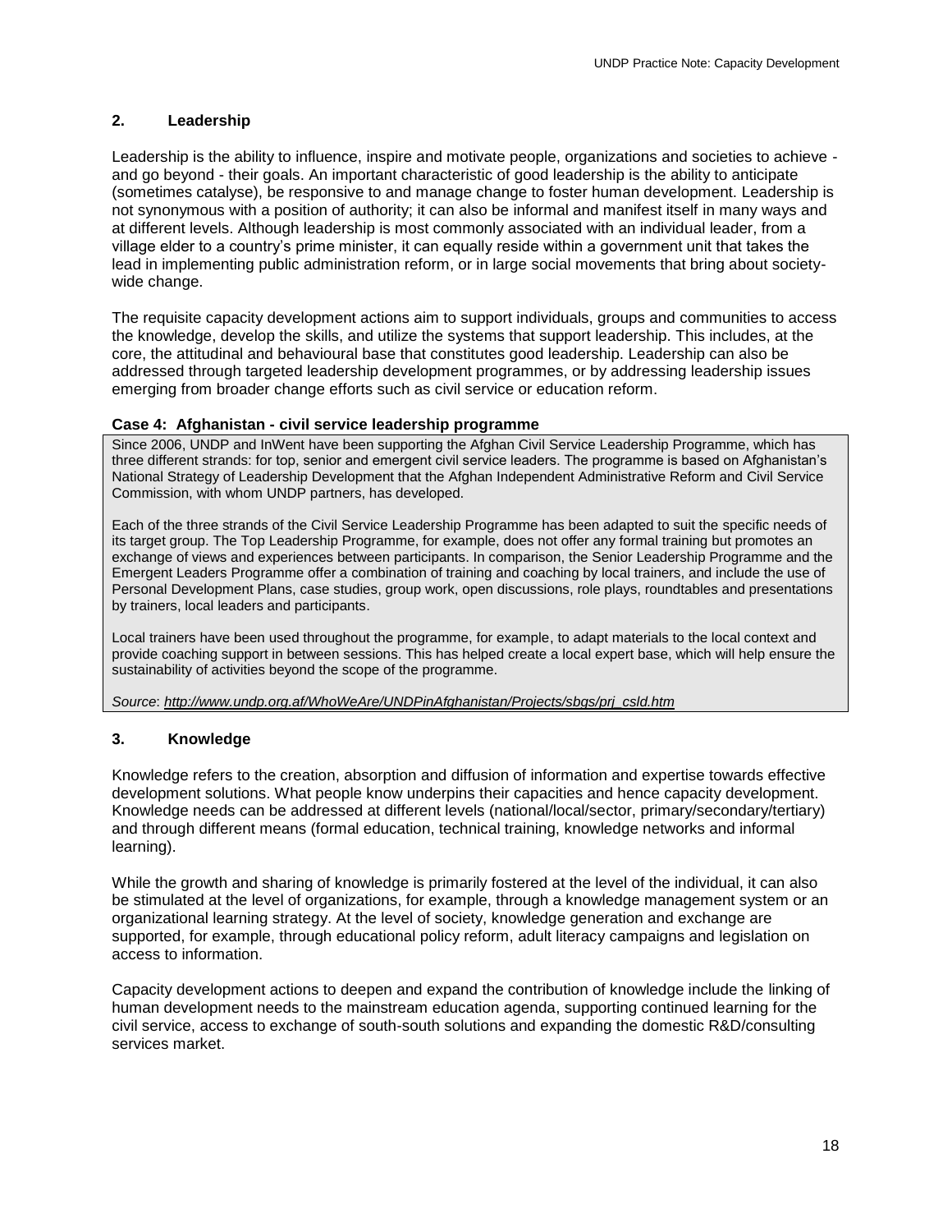## 2. Leadership

Leadership is the ability to influence, inspire and motivate people, organizations and societies to achieve - and go beyond - their goals. An important characteristic of good leadership is the ability to anticipate (sometimes catalyse), be responsive to and manage change to foster human development. Leadership is not synonymous with a position of authority; it can also be informal and manifest itself in many ways and at different levels. Although leadership is most commonly associated with an individual leader, from a village elder to a country's prime minister, it can equally reside within a government unit that takes the lead in implementing public administration reform, or in large social movements that bring about society-wide change.

The requisite capacity development actions aim to support individuals, groups and communities to access the knowledge, develop the skills, and utilize the systems that support leadership. This includes, at the core, the attitudinal and behavioural base that constitutes good leadership. Leadership can also be addressed through targeted leadership development programmes, or by addressing leadership issues emerging from broader change efforts such as civil service or education reform.

**Case 4: Afghanistan - civil service leadership programme**

Since 2006, UNDP and InWent have been supporting the Afghan Civil Service Leadership Programme, which has three different strands: for top, senior and emergent civil service leaders. The programme is based on Afghanistan's National Strategy of Leadership Development that the Afghan Independent Administrative Reform and Civil Service Commission, with whom UNDP partners, has developed.

Each of the three strands of the Civil Service Leadership Programme has been adapted to suit the specific needs of its target group. The Top Leadership Programme, for example, does not offer any formal training but promotes an exchange of views and experiences between participants. In comparison, the Senior Leadership Programme and the Emergent Leaders Programme offer a combination of training and coaching by local trainers, and include the use of Personal Development Plans, case studies, group work, open discussions, role plays, roundtables and presentations by trainers, local leaders and participants.

Local trainers have been used throughout the programme, for example, to adapt materials to the local context and provide coaching support in between sessions. This has helped create a local expert base, which will help ensure the sustainability of activities beyond the scope of the programme.

*Source*: *http://www.undp.org.af/WhoWeAre/UNDPinAfghanistan/Projects/sbgs/prj_csld.htm*

## 3. Knowledge

Knowledge refers to the creation, absorption and diffusion of information and expertise towards effective development solutions. What people know underpins their capacities and hence capacity development. Knowledge needs can be addressed at different levels (national/local/sector, primary/secondary/tertiary) and through different means (formal education, technical training, knowledge networks and informal learning).

While the growth and sharing of knowledge is primarily fostered at the level of the individual, it can also be stimulated at the level of organizations, for example, through a knowledge management system or an organizational learning strategy. At the level of society, knowledge generation and exchange are supported, for example, through educational policy reform, adult literacy campaigns and legislation on access to information.

Capacity development actions to deepen and expand the contribution of knowledge include the linking of human development needs to the mainstream education agenda, supporting continued learning for the civil service, access to exchange of south-south solutions and expanding the domestic R&D/consulting services market.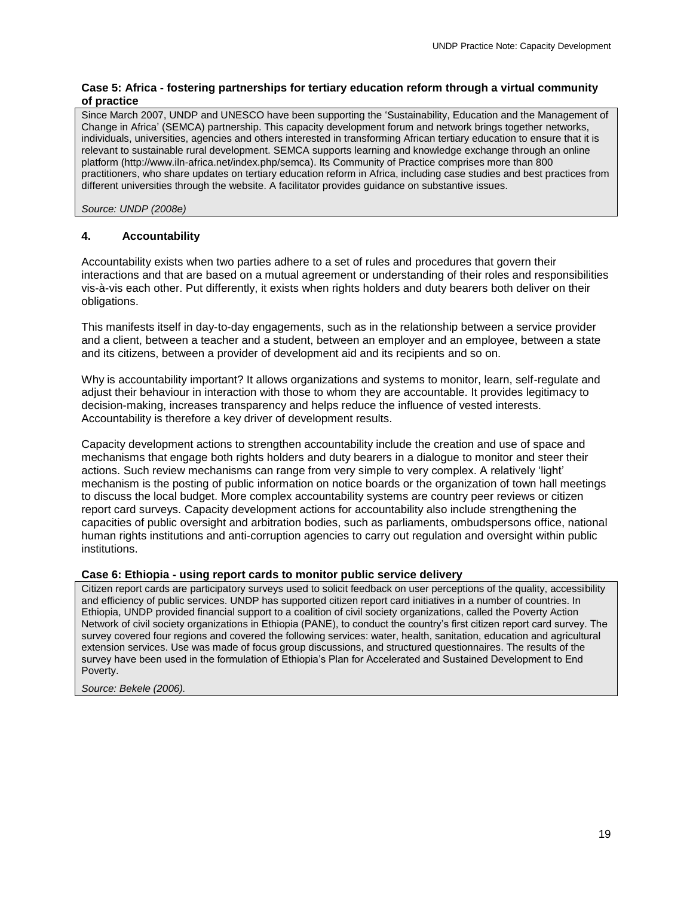**Case 5: Africa - fostering partnerships for tertiary education reform through a virtual community of practice**

Since March 2007, UNDP and UNESCO have been supporting the 'Sustainability, Education and the Management of Change in Africa' (SEMCA) partnership. This capacity development forum and network brings together networks, individuals, universities, agencies and others interested in transforming African tertiary education to ensure that it is relevant to sustainable rural development. SEMCA supports learning and knowledge exchange through an online platform (http://www.iln-africa.net/index.php/semca). Its Community of Practice comprises more than 800 practitioners, who share updates on tertiary education reform in Africa, including case studies and best practices from different universities through the website. A facilitator provides guidance on substantive issues.

*Source: UNDP (2008e)*

## 4. Accountability

Accountability exists when two parties adhere to a set of rules and procedures that govern their interactions and that are based on a mutual agreement or understanding of their roles and responsibilities vis-à-vis each other. Put differently, it exists when rights holders and duty bearers both deliver on their obligations.

This manifests itself in day-to-day engagements, such as in the relationship between a service provider and a client, between a teacher and a student, between an employer and an employee, between a state and its citizens, between a provider of development aid and its recipients and so on.

Why is accountability important? It allows organizations and systems to monitor, learn, self-regulate and adjust their behaviour in interaction with those to whom they are accountable. It provides legitimacy to decision-making, increases transparency and helps reduce the influence of vested interests. Accountability is therefore a key driver of development results.

Capacity development actions to strengthen accountability include the creation and use of space and mechanisms that engage both rights holders and duty bearers in a dialogue to monitor and steer their actions. Such review mechanisms can range from very simple to very complex. A relatively 'light' mechanism is the posting of public information on notice boards or the organization of town hall meetings to discuss the local budget. More complex accountability systems are country peer reviews or citizen report card surveys. Capacity development actions for accountability also include strengthening the capacities of public oversight and arbitration bodies, such as parliaments, ombudspersons office, national human rights institutions and anti-corruption agencies to carry out regulation and oversight within public institutions.

**Case 6: Ethiopia - using report cards to monitor public service delivery**

Citizen report cards are participatory surveys used to solicit feedback on user perceptions of the quality, accessibility and efficiency of public services. UNDP has supported citizen report card initiatives in a number of countries. In Ethiopia, UNDP provided financial support to a coalition of civil society organizations, called the Poverty Action Network of civil society organizations in Ethiopia (PANE), to conduct the country's first citizen report card survey. The survey covered four regions and covered the following services: water, health, sanitation, education and agricultural extension services. Use was made of focus group discussions, and structured questionnaires. The results of the survey have been used in the formulation of Ethiopia's Plan for Accelerated and Sustained Development to End Poverty.

*Source: Bekele (2006).*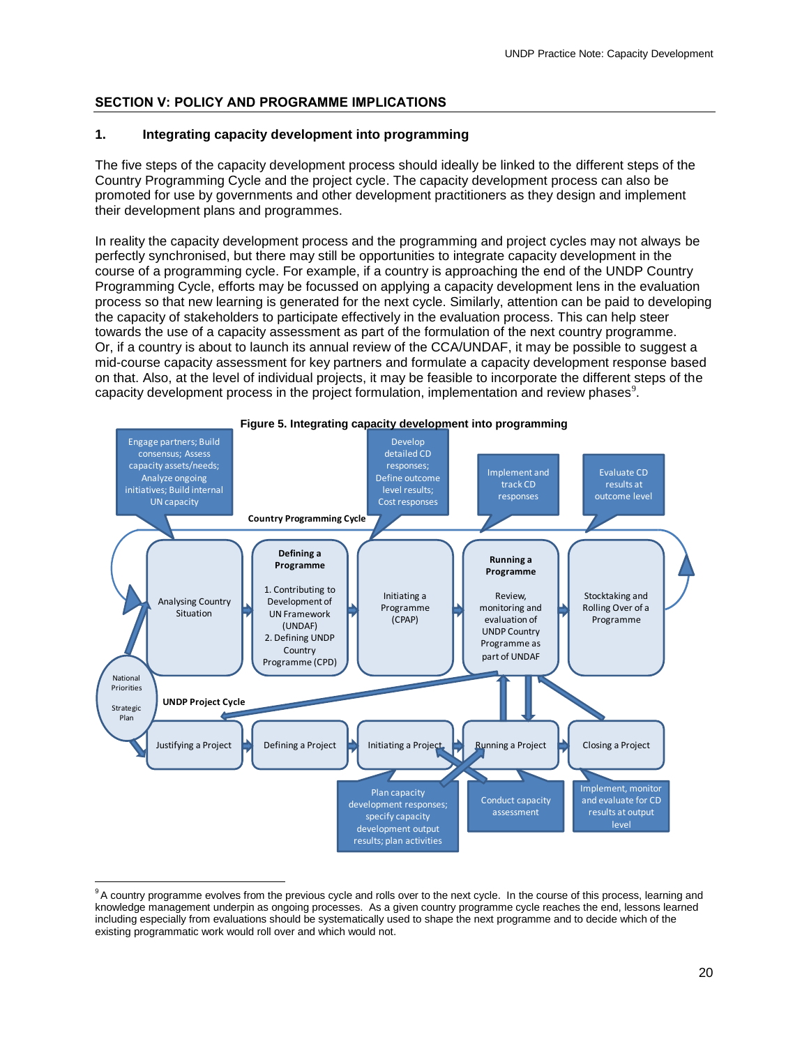## SECTION V: POLICY AND PROGRAMME IMPLICATIONS

### 1. Integrating capacity development into programming

The five steps of the capacity development process should ideally be linked to the different steps of the Country Programming Cycle and the project cycle. The capacity development process can also be promoted for use by governments and other development practitioners as they design and implement their development plans and programmes.

In reality the capacity development process and the programming and project cycles may not always be perfectly synchronised, but there may still be opportunities to integrate capacity development in the course of a programming cycle. For example, if a country is approaching the end of the UNDP Country Programming Cycle, efforts may be focussed on applying a capacity development lens in the evaluation process so that new learning is generated for the next cycle. Similarly, attention can be paid to developing the capacity of stakeholders to participate effectively in the evaluation process. This can help steer towards the use of a capacity assessment as part of the formulation of the next country programme. Or, if a country is about to launch its annual review of the CCA/UNDAF, it may be possible to suggest a mid-course capacity assessment for key partners and formulate a capacity development response based on that. Also, at the level of individual projects, it may be feasible to incorporate the different steps of the capacity development process in the project formulation, implementation and review phases[9].

**Figure 5. Integrating capacity development into programming**

Country Programming Cycle:
- Analysing Country Situation — Engage partners; Build consensus; Assess capacity assets/needs; Analyze ongoing initiatives; Build internal UN capacity
- Defining a Programme: 1. Contributing to Development of UN Framework (UNDAF) 2. Defining UNDP Country Programme (CPD)
- Initiating a Programme (CPAP) — Develop detailed CD responses; Define outcome level results; Cost responses
- Running a Programme: Review, monitoring and evaluation of UNDP Country Programme as part of UNDAF — Implement and track CD responses
- Stocktaking and Rolling Over of a Programme — Evaluate CD results at outcome level

National Priorities / Strategic Plan

UNDP Project Cycle:
- Justifying a Project
- Defining a Project
- Initiating a Project — Plan capacity development responses; specify capacity development output results; plan activities
- Running a Project — Conduct capacity assessment
- Closing a Project — Implement, monitor and evaluate for CD results at output level

---

[9] A country programme evolves from the previous cycle and rolls over to the next cycle. In the course of this process, learning and knowledge management underpin as ongoing processes. As a given country programme cycle reaches the end, lessons learned including especially from evaluations should be systematically used to shape the next programme and to decide which of the existing programmatic work would roll over and which would not.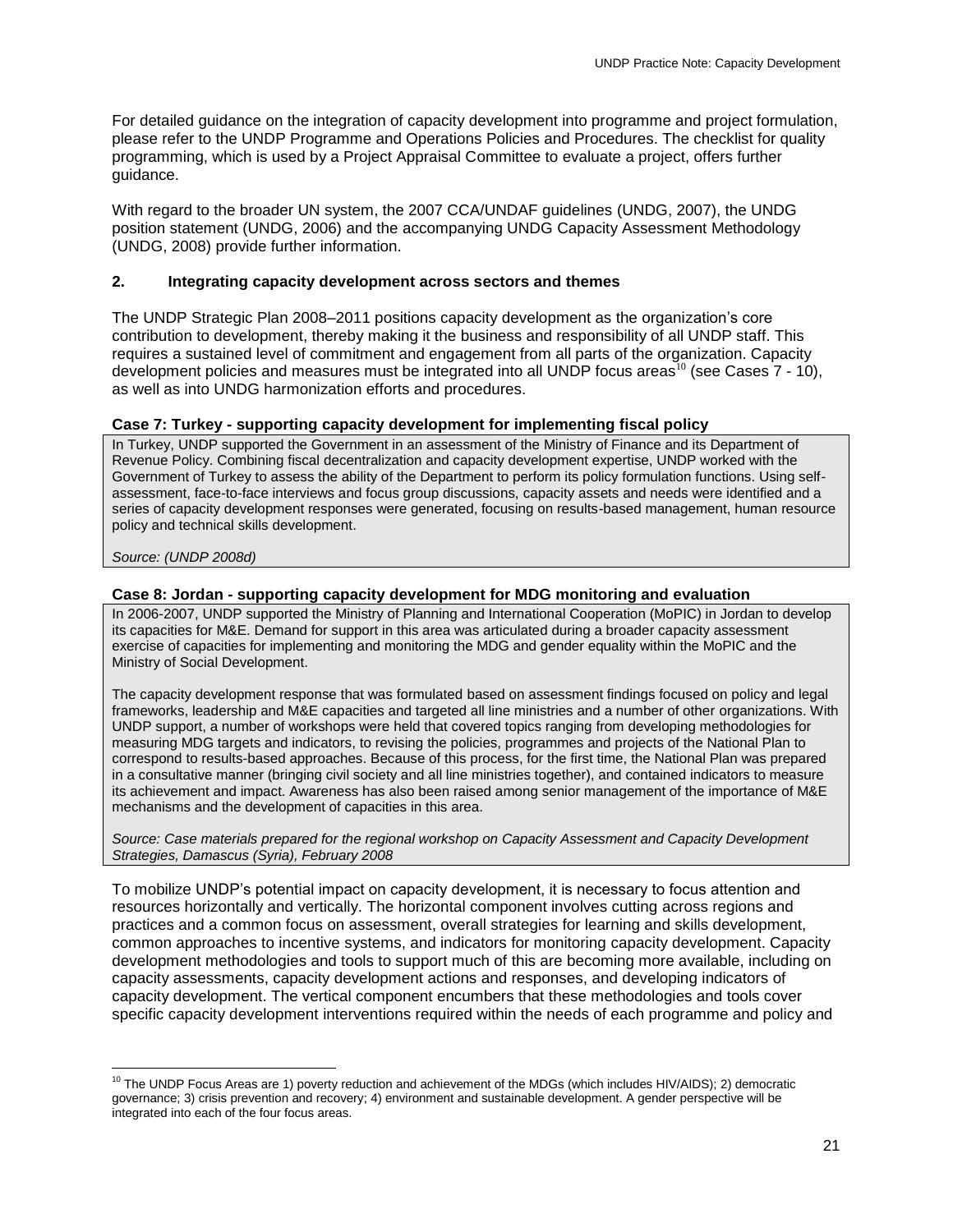For detailed guidance on the integration of capacity development into programme and project formulation, please refer to the UNDP Programme and Operations Policies and Procedures. The checklist for quality programming, which is used by a Project Appraisal Committee to evaluate a project, offers further guidance.

With regard to the broader UN system, the 2007 CCA/UNDAF guidelines (UNDG, 2007), the UNDG position statement (UNDG, 2006) and the accompanying UNDG Capacity Assessment Methodology (UNDG, 2008) provide further information.

## 2. Integrating capacity development across sectors and themes

The UNDP Strategic Plan 2008–2011 positions capacity development as the organization's core contribution to development, thereby making it the business and responsibility of all UNDP staff. This requires a sustained level of commitment and engagement from all parts of the organization. Capacity development policies and measures must be integrated into all UNDP focus areas[10] (see Cases 7 - 10), as well as into UNDG harmonization efforts and procedures.

**Case 7: Turkey - supporting capacity development for implementing fiscal policy**

In Turkey, UNDP supported the Government in an assessment of the Ministry of Finance and its Department of Revenue Policy. Combining fiscal decentralization and capacity development expertise, UNDP worked with the Government of Turkey to assess the ability of the Department to perform its policy formulation functions. Using self-assessment, face-to-face interviews and focus group discussions, capacity assets and needs were identified and a series of capacity development responses were generated, focusing on results-based management, human resource policy and technical skills development.

*Source: (UNDP 2008d)*

**Case 8: Jordan - supporting capacity development for MDG monitoring and evaluation**

In 2006-2007, UNDP supported the Ministry of Planning and International Cooperation (MoPIC) in Jordan to develop its capacities for M&E. Demand for support in this area was articulated during a broader capacity assessment exercise of capacities for implementing and monitoring the MDG and gender equality within the MoPIC and the Ministry of Social Development.

The capacity development response that was formulated based on assessment findings focused on policy and legal frameworks, leadership and M&E capacities and targeted all line ministries and a number of other organizations. With UNDP support, a number of workshops were held that covered topics ranging from developing methodologies for measuring MDG targets and indicators, to revising the policies, programmes and projects of the National Plan to correspond to results-based approaches. Because of this process, for the first time, the National Plan was prepared in a consultative manner (bringing civil society and all line ministries together), and contained indicators to measure its achievement and impact. Awareness has also been raised among senior management of the importance of M&E mechanisms and the development of capacities in this area.

*Source: Case materials prepared for the regional workshop on Capacity Assessment and Capacity Development Strategies, Damascus (Syria), February 2008*

To mobilize UNDP's potential impact on capacity development, it is necessary to focus attention and resources horizontally and vertically. The horizontal component involves cutting across regions and practices and a common focus on assessment, overall strategies for learning and skills development, common approaches to incentive systems, and indicators for monitoring capacity development. Capacity development methodologies and tools to support much of this are becoming more available, including on capacity assessments, capacity development actions and responses, and developing indicators of capacity development. The vertical component encumbers that these methodologies and tools cover specific capacity development interventions required within the needs of each programme and policy and

[10] The UNDP Focus Areas are 1) poverty reduction and achievement of the MDGs (which includes HIV/AIDS); 2) democratic governance; 3) crisis prevention and recovery; 4) environment and sustainable development. A gender perspective will be integrated into each of the four focus areas.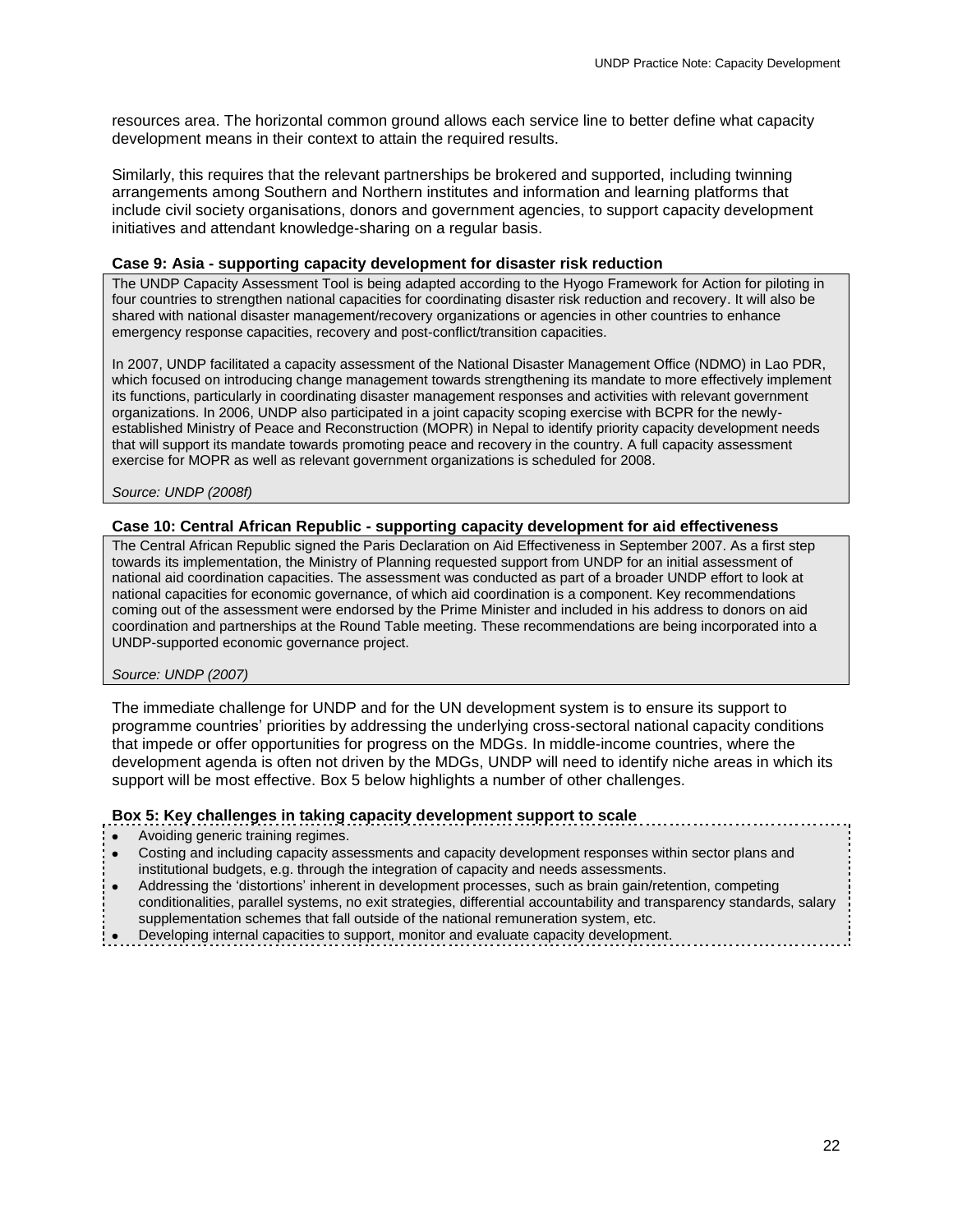resources area. The horizontal common ground allows each service line to better define what capacity development means in their context to attain the required results.

Similarly, this requires that the relevant partnerships be brokered and supported, including twinning arrangements among Southern and Northern institutes and information and learning platforms that include civil society organisations, donors and government agencies, to support capacity development initiatives and attendant knowledge-sharing on a regular basis.

**Case 9: Asia - supporting capacity development for disaster risk reduction**

The UNDP Capacity Assessment Tool is being adapted according to the Hyogo Framework for Action for piloting in four countries to strengthen national capacities for coordinating disaster risk reduction and recovery. It will also be shared with national disaster management/recovery organizations or agencies in other countries to enhance emergency response capacities, recovery and post-conflict/transition capacities.

In 2007, UNDP facilitated a capacity assessment of the National Disaster Management Office (NDMO) in Lao PDR, which focused on introducing change management towards strengthening its mandate to more effectively implement its functions, particularly in coordinating disaster management responses and activities with relevant government organizations. In 2006, UNDP also participated in a joint capacity scoping exercise with BCPR for the newly-established Ministry of Peace and Reconstruction (MOPR) in Nepal to identify priority capacity development needs that will support its mandate towards promoting peace and recovery in the country. A full capacity assessment exercise for MOPR as well as relevant government organizations is scheduled for 2008.

*Source: UNDP (2008f)*

**Case 10: Central African Republic - supporting capacity development for aid effectiveness**

The Central African Republic signed the Paris Declaration on Aid Effectiveness in September 2007. As a first step towards its implementation, the Ministry of Planning requested support from UNDP for an initial assessment of national aid coordination capacities. The assessment was conducted as part of a broader UNDP effort to look at national capacities for economic governance, of which aid coordination is a component. Key recommendations coming out of the assessment were endorsed by the Prime Minister and included in his address to donors on aid coordination and partnerships at the Round Table meeting. These recommendations are being incorporated into a UNDP-supported economic governance project.

*Source: UNDP (2007)*

The immediate challenge for UNDP and for the UN development system is to ensure its support to programme countries' priorities by addressing the underlying cross-sectoral national capacity conditions that impede or offer opportunities for progress on the MDGs. In middle-income countries, where the development agenda is often not driven by the MDGs, UNDP will need to identify niche areas in which its support will be most effective. Box 5 below highlights a number of other challenges.

**Box 5: Key challenges in taking capacity development support to scale**

- Avoiding generic training regimes.
- Costing and including capacity assessments and capacity development responses within sector plans and institutional budgets, e.g. through the integration of capacity and needs assessments.
- Addressing the 'distortions' inherent in development processes, such as brain gain/retention, competing conditionalities, parallel systems, no exit strategies, differential accountability and transparency standards, salary supplementation schemes that fall outside of the national remuneration system, etc.
- Developing internal capacities to support, monitor and evaluate capacity development.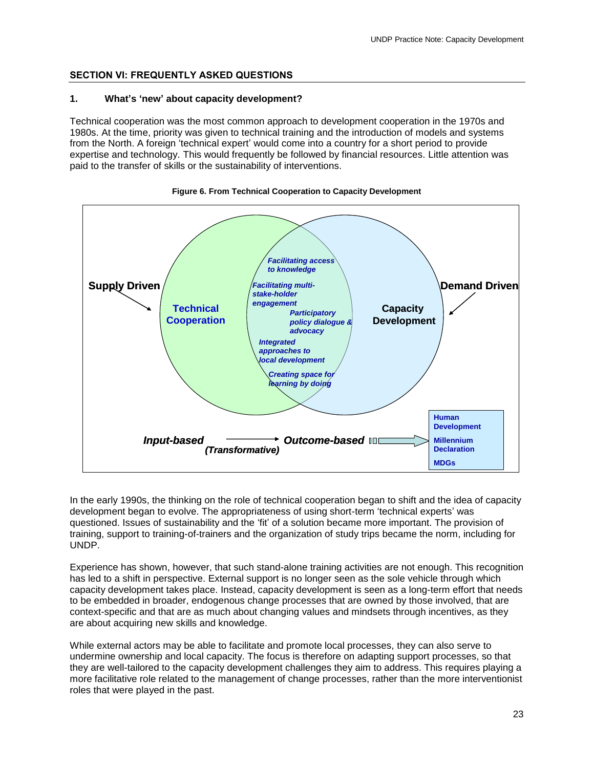## SECTION VI: FREQUENTLY ASKED QUESTIONS

### 1. What's 'new' about capacity development?

Technical cooperation was the most common approach to development cooperation in the 1970s and 1980s. At the time, priority was given to technical training and the introduction of models and systems from the North. A foreign 'technical expert' would come into a country for a short period to provide expertise and technology. This would frequently be followed by financial resources. Little attention was paid to the transfer of skills or the sustainability of interventions.

**Figure 6. From Technical Cooperation to Capacity Development**

Supply Driven → Technical Cooperation

Demand Driven → Capacity Development

Overlap between Technical Cooperation and Capacity Development:
- *Facilitating access to knowledge*
- *Facilitating multi-stake-holder engagement*
- *Participatory policy dialogue & advocacy*
- *Integrated approaches to local development*
- *Creating space for learning by doing*

***Input-based*** → ***Outcome-based*** ***(Transformative)*** ⇒ Human Development; Millennium Declaration; MDGs

In the early 1990s, the thinking on the role of technical cooperation began to shift and the idea of capacity development began to evolve. The appropriateness of using short-term 'technical experts' was questioned. Issues of sustainability and the 'fit' of a solution became more important. The provision of training, support to training-of-trainers and the organization of study trips became the norm, including for UNDP.

Experience has shown, however, that such stand-alone training activities are not enough. This recognition has led to a shift in perspective. External support is no longer seen as the sole vehicle through which capacity development takes place. Instead, capacity development is seen as a long-term effort that needs to be embedded in broader, endogenous change processes that are owned by those involved, that are context-specific and that are as much about changing values and mindsets through incentives, as they are about acquiring new skills and knowledge.

While external actors may be able to facilitate and promote local processes, they can also serve to undermine ownership and local capacity. The focus is therefore on adapting support processes, so that they are well-tailored to the capacity development challenges they aim to address. This requires playing a more facilitative role related to the management of change processes, rather than the more interventionist roles that were played in the past.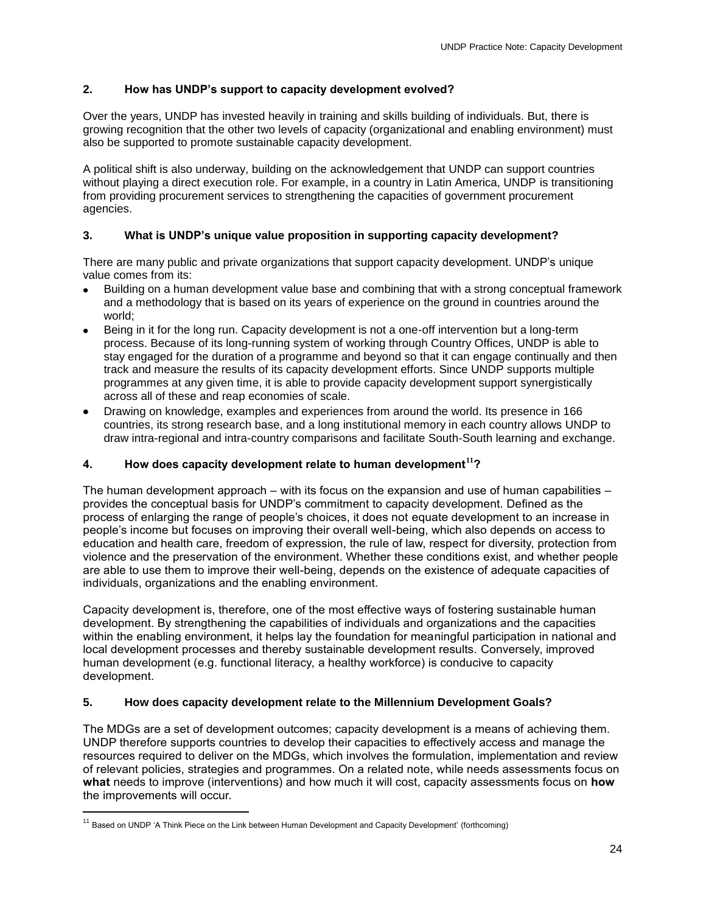### 2. How has UNDP's support to capacity development evolved?

Over the years, UNDP has invested heavily in training and skills building of individuals. But, there is growing recognition that the other two levels of capacity (organizational and enabling environment) must also be supported to promote sustainable capacity development.

A political shift is also underway, building on the acknowledgement that UNDP can support countries without playing a direct execution role. For example, in a country in Latin America, UNDP is transitioning from providing procurement services to strengthening the capacities of government procurement agencies.

### 3. What is UNDP's unique value proposition in supporting capacity development?

There are many public and private organizations that support capacity development. UNDP's unique value comes from its:

- Building on a human development value base and combining that with a strong conceptual framework and a methodology that is based on its years of experience on the ground in countries around the world;
- Being in it for the long run. Capacity development is not a one-off intervention but a long-term process. Because of its long-running system of working through Country Offices, UNDP is able to stay engaged for the duration of a programme and beyond so that it can engage continually and then track and measure the results of its capacity development efforts. Since UNDP supports multiple programmes at any given time, it is able to provide capacity development support synergistically across all of these and reap economies of scale.
- Drawing on knowledge, examples and experiences from around the world. Its presence in 166 countries, its strong research base, and a long institutional memory in each country allows UNDP to draw intra-regional and intra-country comparisons and facilitate South-South learning and exchange.

### 4. How does capacity development relate to human development[11]?

The human development approach – with its focus on the expansion and use of human capabilities – provides the conceptual basis for UNDP's commitment to capacity development. Defined as the process of enlarging the range of people's choices, it does not equate development to an increase in people's income but focuses on improving their overall well-being, which also depends on access to education and health care, freedom of expression, the rule of law, respect for diversity, protection from violence and the preservation of the environment. Whether these conditions exist, and whether people are able to use them to improve their well-being, depends on the existence of adequate capacities of individuals, organizations and the enabling environment.

Capacity development is, therefore, one of the most effective ways of fostering sustainable human development. By strengthening the capabilities of individuals and organizations and the capacities within the enabling environment, it helps lay the foundation for meaningful participation in national and local development processes and thereby sustainable development results. Conversely, improved human development (e.g. functional literacy, a healthy workforce) is conducive to capacity development.

### 5. How does capacity development relate to the Millennium Development Goals?

The MDGs are a set of development outcomes; capacity development is a means of achieving them. UNDP therefore supports countries to develop their capacities to effectively access and manage the resources required to deliver on the MDGs, which involves the formulation, implementation and review of relevant policies, strategies and programmes. On a related note, while needs assessments focus on **what** needs to improve (interventions) and how much it will cost, capacity assessments focus on **how** the improvements will occur.

---

[11] Based on UNDP 'A Think Piece on the Link between Human Development and Capacity Development' (forthcoming)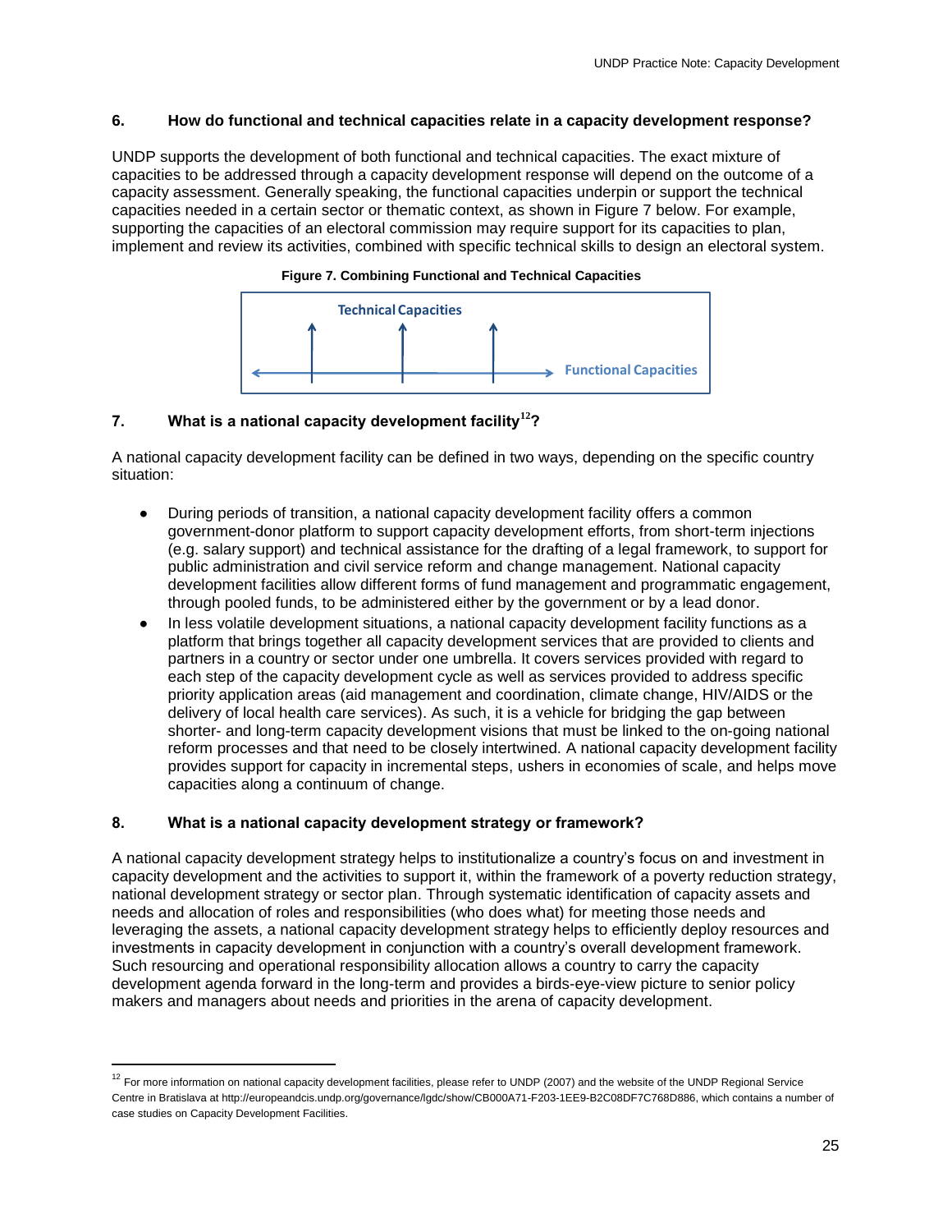### 6. How do functional and technical capacities relate in a capacity development response?

UNDP supports the development of both functional and technical capacities. The exact mixture of capacities to be addressed through a capacity development response will depend on the outcome of a capacity assessment. Generally speaking, the functional capacities underpin or support the technical capacities needed in a certain sector or thematic context, as shown in Figure 7 below. For example, supporting the capacities of an electoral commission may require support for its capacities to plan, implement and review its activities, combined with specific technical skills to design an electoral system.

**Figure 7. Combining Functional and Technical Capacities**

Technical Capacities

Functional Capacities

### 7. What is a national capacity development facility[12]?

A national capacity development facility can be defined in two ways, depending on the specific country situation:

- During periods of transition, a national capacity development facility offers a common government-donor platform to support capacity development efforts, from short-term injections (e.g. salary support) and technical assistance for the drafting of a legal framework, to support for public administration and civil service reform and change management. National capacity development facilities allow different forms of fund management and programmatic engagement, through pooled funds, to be administered either by the government or by a lead donor.
- In less volatile development situations, a national capacity development facility functions as a platform that brings together all capacity development services that are provided to clients and partners in a country or sector under one umbrella. It covers services provided with regard to each step of the capacity development cycle as well as services provided to address specific priority application areas (aid management and coordination, climate change, HIV/AIDS or the delivery of local health care services). As such, it is a vehicle for bridging the gap between shorter- and long-term capacity development visions that must be linked to the on-going national reform processes and that need to be closely intertwined. A national capacity development facility provides support for capacity in incremental steps, ushers in economies of scale, and helps move capacities along a continuum of change.

### 8. What is a national capacity development strategy or framework?

A national capacity development strategy helps to institutionalize a country's focus on and investment in capacity development and the activities to support it, within the framework of a poverty reduction strategy, national development strategy or sector plan. Through systematic identification of capacity assets and needs and allocation of roles and responsibilities (who does what) for meeting those needs and leveraging the assets, a national capacity development strategy helps to efficiently deploy resources and investments in capacity development in conjunction with a country's overall development framework. Such resourcing and operational responsibility allocation allows a country to carry the capacity development agenda forward in the long-term and provides a birds-eye-view picture to senior policy makers and managers about needs and priorities in the arena of capacity development.

---

[12] For more information on national capacity development facilities, please refer to UNDP (2007) and the website of the UNDP Regional Service Centre in Bratislava at http://europeandcis.undp.org/governance/lgdc/show/CB000A71-F203-1EE9-B2C08DF7C768D886, which contains a number of case studies on Capacity Development Facilities.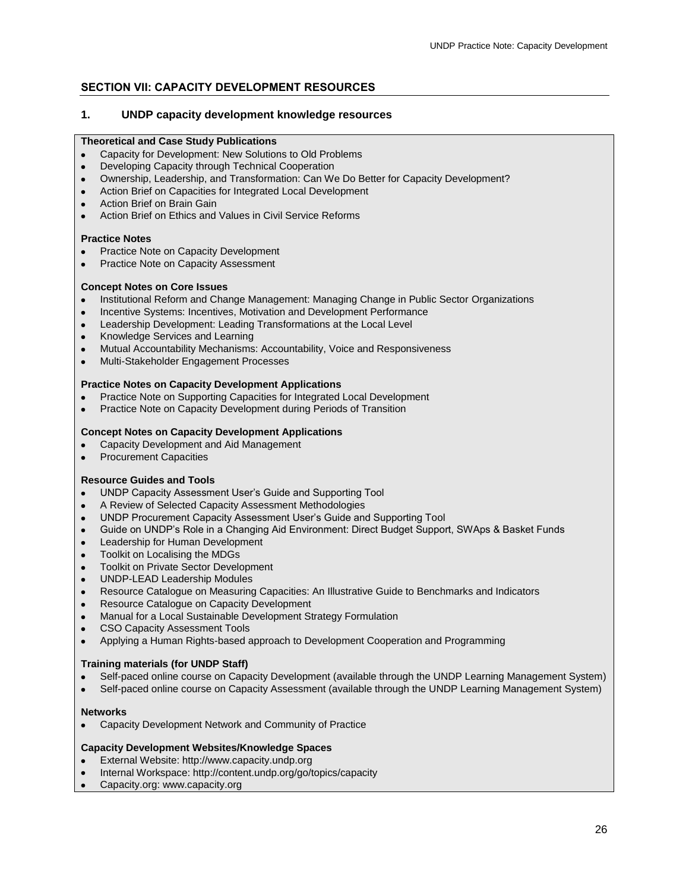## SECTION VII: CAPACITY DEVELOPMENT RESOURCES

### 1. UNDP capacity development knowledge resources

**Theoretical and Case Study Publications**

- Capacity for Development: New Solutions to Old Problems
- Developing Capacity through Technical Cooperation
- Ownership, Leadership, and Transformation: Can We Do Better for Capacity Development?
- Action Brief on Capacities for Integrated Local Development
- Action Brief on Brain Gain
- Action Brief on Ethics and Values in Civil Service Reforms

**Practice Notes**

- Practice Note on Capacity Development
- Practice Note on Capacity Assessment

**Concept Notes on Core Issues**

- Institutional Reform and Change Management: Managing Change in Public Sector Organizations
- Incentive Systems: Incentives, Motivation and Development Performance
- Leadership Development: Leading Transformations at the Local Level
- Knowledge Services and Learning
- Mutual Accountability Mechanisms: Accountability, Voice and Responsiveness
- Multi-Stakeholder Engagement Processes

**Practice Notes on Capacity Development Applications**

- Practice Note on Supporting Capacities for Integrated Local Development
- Practice Note on Capacity Development during Periods of Transition

**Concept Notes on Capacity Development Applications**

- Capacity Development and Aid Management
- Procurement Capacities

**Resource Guides and Tools**

- UNDP Capacity Assessment User's Guide and Supporting Tool
- A Review of Selected Capacity Assessment Methodologies
- UNDP Procurement Capacity Assessment User's Guide and Supporting Tool
- Guide on UNDP's Role in a Changing Aid Environment: Direct Budget Support, SWAps & Basket Funds
- Leadership for Human Development
- Toolkit on Localising the MDGs
- Toolkit on Private Sector Development
- UNDP-LEAD Leadership Modules
- Resource Catalogue on Measuring Capacities: An Illustrative Guide to Benchmarks and Indicators
- Resource Catalogue on Capacity Development
- Manual for a Local Sustainable Development Strategy Formulation
- CSO Capacity Assessment Tools
- Applying a Human Rights-based approach to Development Cooperation and Programming

**Training materials (for UNDP Staff)**

- Self-paced online course on Capacity Development (available through the UNDP Learning Management System)
- Self-paced online course on Capacity Assessment (available through the UNDP Learning Management System)

**Networks**

- Capacity Development Network and Community of Practice

**Capacity Development Websites/Knowledge Spaces**

- External Website: http://www.capacity.undp.org
- Internal Workspace: http://content.undp.org/go/topics/capacity
- Capacity.org: www.capacity.org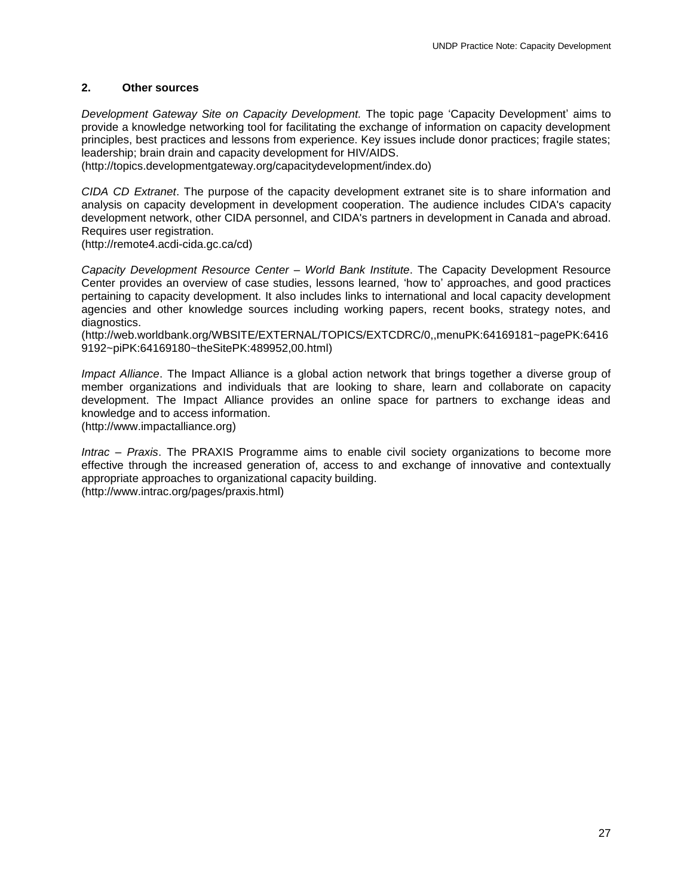## 2. Other sources

*Development Gateway Site on Capacity Development.* The topic page 'Capacity Development' aims to provide a knowledge networking tool for facilitating the exchange of information on capacity development principles, best practices and lessons from experience. Key issues include donor practices; fragile states; leadership; brain drain and capacity development for HIV/AIDS.
(http://topics.developmentgateway.org/capacitydevelopment/index.do)

*CIDA CD Extranet*. The purpose of the capacity development extranet site is to share information and analysis on capacity development in development cooperation. The audience includes CIDA's capacity development network, other CIDA personnel, and CIDA's partners in development in Canada and abroad. Requires user registration.
(http://remote4.acdi-cida.gc.ca/cd)

*Capacity Development Resource Center – World Bank Institute*. The Capacity Development Resource Center provides an overview of case studies, lessons learned, 'how to' approaches, and good practices pertaining to capacity development. It also includes links to international and local capacity development agencies and other knowledge sources including working papers, recent books, strategy notes, and diagnostics.
(http://web.worldbank.org/WBSITE/EXTERNAL/TOPICS/EXTCDRC/0,,menuPK:64169181~pagePK:64169192~piPK:64169180~theSitePK:489952,00.html)

*Impact Alliance*. The Impact Alliance is a global action network that brings together a diverse group of member organizations and individuals that are looking to share, learn and collaborate on capacity development. The Impact Alliance provides an online space for partners to exchange ideas and knowledge and to access information.
(http://www.impactalliance.org)

*Intrac – Praxis*. The PRAXIS Programme aims to enable civil society organizations to become more effective through the increased generation of, access to and exchange of innovative and contextually appropriate approaches to organizational capacity building.
(http://www.intrac.org/pages/praxis.html)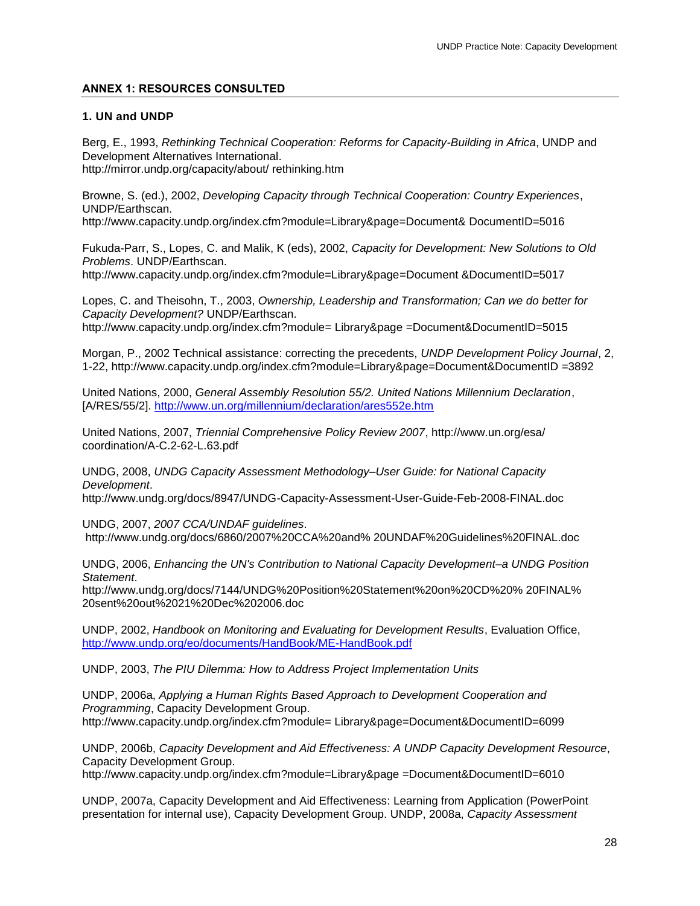## ANNEX 1: RESOURCES CONSULTED

### 1. UN and UNDP

Berg, E., 1993, *Rethinking Technical Cooperation: Reforms for Capacity-Building in Africa*, UNDP and Development Alternatives International.
http://mirror.undp.org/capacity/about/ rethinking.htm

Browne, S. (ed.), 2002, *Developing Capacity through Technical Cooperation: Country Experiences*, UNDP/Earthscan.
http://www.capacity.undp.org/index.cfm?module=Library&page=Document& DocumentID=5016

Fukuda-Parr, S., Lopes, C. and Malik, K (eds), 2002, *Capacity for Development: New Solutions to Old Problems*. UNDP/Earthscan.
http://www.capacity.undp.org/index.cfm?module=Library&page=Document &DocumentID=5017

Lopes, C. and Theisohn, T., 2003, *Ownership, Leadership and Transformation; Can we do better for Capacity Development?* UNDP/Earthscan.
http://www.capacity.undp.org/index.cfm?module= Library&page =Document&DocumentID=5015

Morgan, P., 2002 Technical assistance: correcting the precedents, *UNDP Development Policy Journal*, 2, 1-22, http://www.capacity.undp.org/index.cfm?module=Library&page=Document&DocumentID =3892

United Nations, 2000, *General Assembly Resolution 55/2. United Nations Millennium Declaration*, [A/RES/55/2]. http://www.un.org/millennium/declaration/ares552e.htm

United Nations, 2007, *Triennial Comprehensive Policy Review 2007*, http://www.un.org/esa/ coordination/A-C.2-62-L.63.pdf

UNDG, 2008, *UNDG Capacity Assessment Methodology–User Guide: for National Capacity Development*.
http://www.undg.org/docs/8947/UNDG-Capacity-Assessment-User-Guide-Feb-2008-FINAL.doc

UNDG, 2007, *2007 CCA/UNDAF guidelines*.
http://www.undg.org/docs/6860/2007%20CCA%20and% 20UNDAF%20Guidelines%20FINAL.doc

UNDG, 2006, *Enhancing the UN's Contribution to National Capacity Development–a UNDG Position Statement*.
http://www.undg.org/docs/7144/UNDG%20Position%20Statement%20on%20CD%20% 20FINAL% 20sent%20out%2021%20Dec%202006.doc

UNDP, 2002, *Handbook on Monitoring and Evaluating for Development Results*, Evaluation Office, http://www.undp.org/eo/documents/HandBook/ME-HandBook.pdf

UNDP, 2003, *The PIU Dilemma: How to Address Project Implementation Units*

UNDP, 2006a, *Applying a Human Rights Based Approach to Development Cooperation and Programming*, Capacity Development Group.
http://www.capacity.undp.org/index.cfm?module= Library&page=Document&DocumentID=6099

UNDP, 2006b, *Capacity Development and Aid Effectiveness: A UNDP Capacity Development Resource*, Capacity Development Group.
http://www.capacity.undp.org/index.cfm?module=Library&page =Document&DocumentID=6010

UNDP, 2007a, Capacity Development and Aid Effectiveness: Learning from Application (PowerPoint presentation for internal use), Capacity Development Group. UNDP, 2008a, *Capacity Assessment*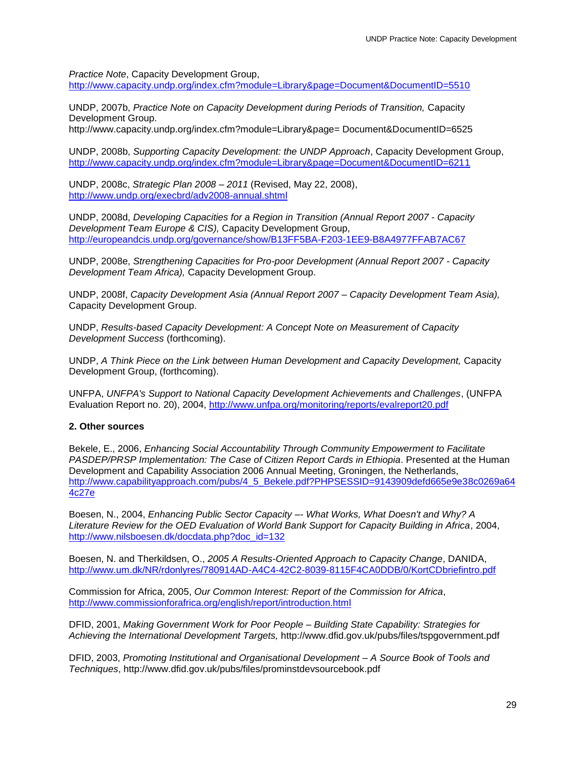*Practice Note*, Capacity Development Group, http://www.capacity.undp.org/index.cfm?module=Library&page=Document&DocumentID=5510

UNDP, 2007b, *Practice Note on Capacity Development during Periods of Transition,* Capacity Development Group. http://www.capacity.undp.org/index.cfm?module=Library&page= Document&DocumentID=6525

UNDP, 2008b, *Supporting Capacity Development: the UNDP Approach*, Capacity Development Group, http://www.capacity.undp.org/index.cfm?module=Library&page=Document&DocumentID=6211

UNDP, 2008c, *Strategic Plan 2008 – 2011* (Revised, May 22, 2008), http://www.undp.org/execbrd/adv2008-annual.shtml

UNDP, 2008d, *Developing Capacities for a Region in Transition (Annual Report 2007 - Capacity Development Team Europe & CIS),* Capacity Development Group, http://europeandcis.undp.org/governance/show/B13FF5BA-F203-1EE9-B8A4977FFAB7AC67

UNDP, 2008e, *Strengthening Capacities for Pro-poor Development (Annual Report 2007 - Capacity Development Team Africa),* Capacity Development Group.

UNDP, 2008f, *Capacity Development Asia (Annual Report 2007 – Capacity Development Team Asia),* Capacity Development Group.

UNDP, *Results-based Capacity Development: A Concept Note on Measurement of Capacity Development Success* (forthcoming).

UNDP, *A Think Piece on the Link between Human Development and Capacity Development,* Capacity Development Group, (forthcoming).

UNFPA, *UNFPA's Support to National Capacity Development Achievements and Challenges*, (UNFPA Evaluation Report no. 20), 2004, http://www.unfpa.org/monitoring/reports/evalreport20.pdf

**2. Other sources**

Bekele, E., 2006, *Enhancing Social Accountability Through Community Empowerment to Facilitate PASDEP/PRSP Implementation: The Case of Citizen Report Cards in Ethiopia*. Presented at the Human Development and Capability Association 2006 Annual Meeting, Groningen, the Netherlands, http://www.capabilityapproach.com/pubs/4_5_Bekele.pdf?PHPSESSID=9143909defd665e9e38c0269a644c27e

Boesen, N., 2004, *Enhancing Public Sector Capacity –- What Works, What Doesn't and Why? A Literature Review for the OED Evaluation of World Bank Support for Capacity Building in Africa*, 2004, http://www.nilsboesen.dk/docdata.php?doc_id=132

Boesen, N. and Therkildsen, O., *2005 A Results-Oriented Approach to Capacity Change*, DANIDA, http://www.um.dk/NR/rdonlyres/780914AD-A4C4-42C2-8039-8115F4CA0DDB/0/KortCDbriefintro.pdf

Commission for Africa, 2005, *Our Common Interest: Report of the Commission for Africa*, http://www.commissionforafrica.org/english/report/introduction.html

DFID, 2001, *Making Government Work for Poor People – Building State Capability: Strategies for Achieving the International Development Targets,* http://www.dfid.gov.uk/pubs/files/tspgovernment.pdf

DFID, 2003, *Promoting Institutional and Organisational Development – A Source Book of Tools and Techniques*, http://www.dfid.gov.uk/pubs/files/prominstdevsourcebook.pdf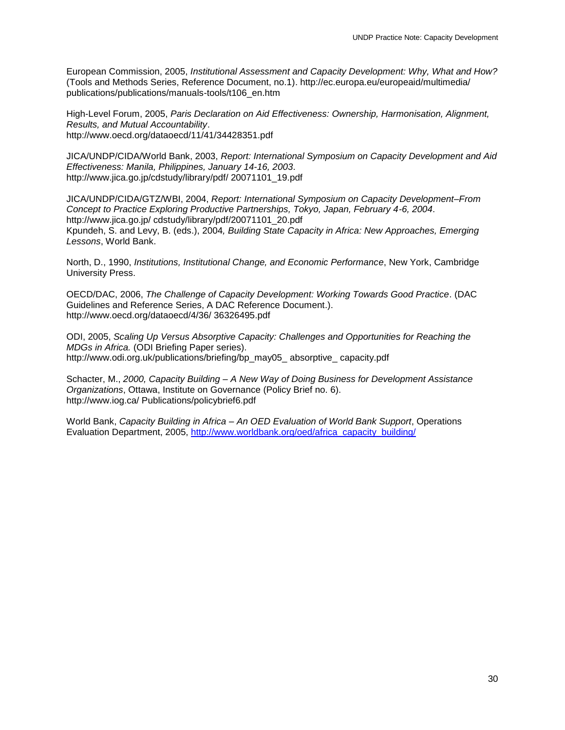European Commission, 2005, *Institutional Assessment and Capacity Development: Why, What and How?* (Tools and Methods Series, Reference Document, no.1). http://ec.europa.eu/europeaid/multimedia/publications/publications/manuals-tools/t106_en.htm

High-Level Forum, 2005, *Paris Declaration on Aid Effectiveness: Ownership, Harmonisation, Alignment, Results, and Mutual Accountability*.
http://www.oecd.org/dataoecd/11/41/34428351.pdf

JICA/UNDP/CIDA/World Bank, 2003, *Report: International Symposium on Capacity Development and Aid Effectiveness: Manila, Philippines, January 14-16, 2003*.
http://www.jica.go.jp/cdstudy/library/pdf/ 20071101_19.pdf

JICA/UNDP/CIDA/GTZ/WBI, 2004, *Report: International Symposium on Capacity Development–From Concept to Practice Exploring Productive Partnerships, Tokyo, Japan, February 4-6, 2004*.
http://www.jica.go.jp/ cdstudy/library/pdf/20071101_20.pdf
Kpundeh, S. and Levy, B. (eds.), 2004*, Building State Capacity in Africa: New Approaches, Emerging Lessons*, World Bank.

North, D., 1990, *Institutions, Institutional Change, and Economic Performance*, New York, Cambridge University Press.

OECD/DAC, 2006, *The Challenge of Capacity Development: Working Towards Good Practice*. (DAC Guidelines and Reference Series, A DAC Reference Document.).
http://www.oecd.org/dataoecd/4/36/ 36326495.pdf

ODI, 2005, *Scaling Up Versus Absorptive Capacity: Challenges and Opportunities for Reaching the MDGs in Africa.* (ODI Briefing Paper series).
http://www.odi.org.uk/publications/briefing/bp_may05_ absorptive_ capacity.pdf

Schacter, M., *2000, Capacity Building – A New Way of Doing Business for Development Assistance Organizations*, Ottawa, Institute on Governance (Policy Brief no. 6).
http://www.iog.ca/ Publications/policybrief6.pdf

World Bank, *Capacity Building in Africa – An OED Evaluation of World Bank Support*, Operations Evaluation Department, 2005, http://www.worldbank.org/oed/africa_capacity_building/